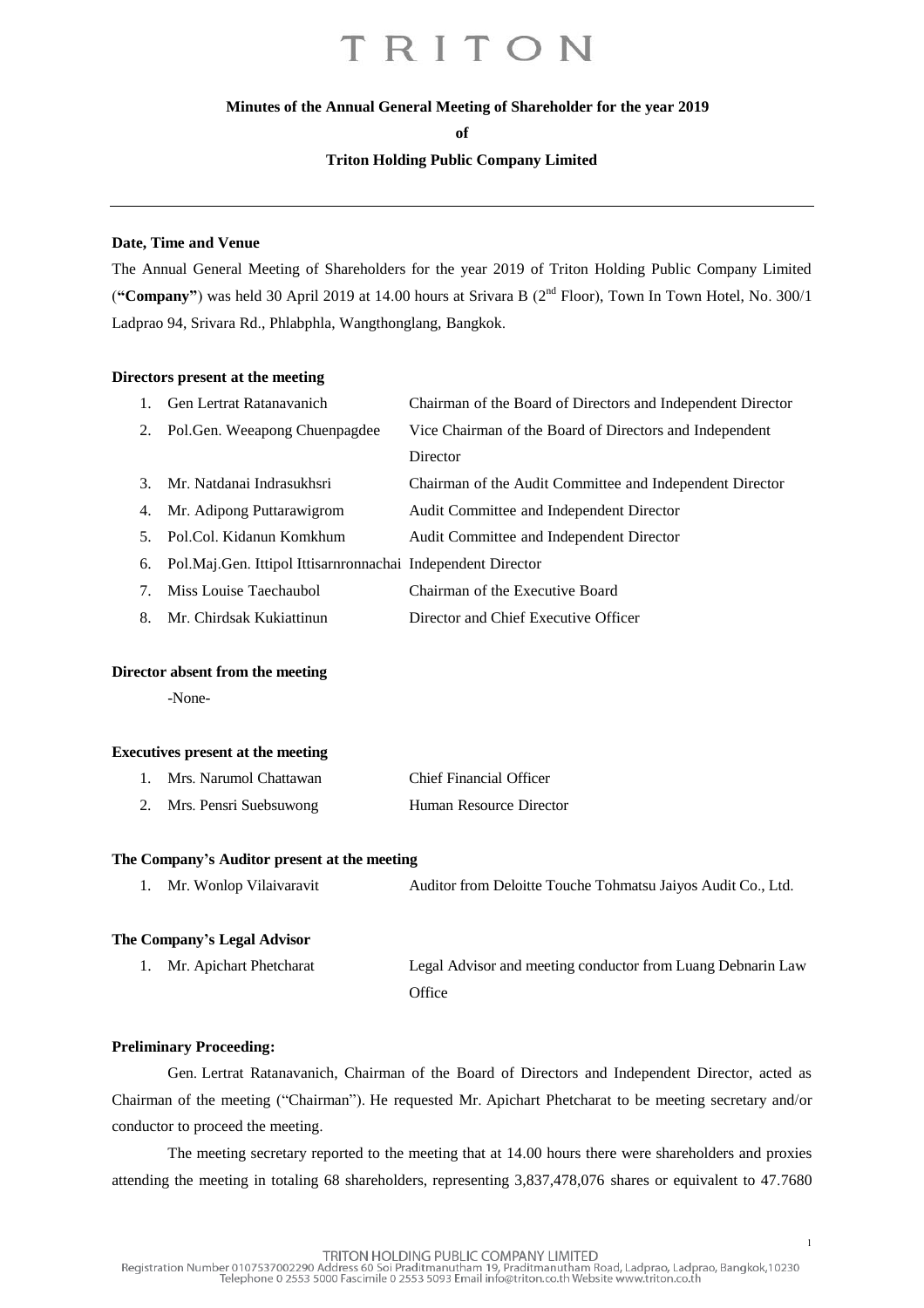# TRITON

**Minutes of the Annual General Meeting of Shareholder for the year 2019**

**of**

**Triton Holding Public Company Limited**

---

**Date, Time and Venue**

The Annual General Meeting of Shareholders for the year 2019 of Triton Holding Public Company Limited (**"Company"**) was held 30 April 2019 at 14.00 hours at Srivara B (2nd Floor), Town In Town Hotel, No. 300/1 Ladprao 94, Srivara Rd., Phlabphla, Wangthonglang, Bangkok.

**Directors present at the meeting**

| | Name | Position |
|---|---|---|
| 1. | Gen Lertrat Ratanavanich | Chairman of the Board of Directors and Independent Director |
| 2. | Pol.Gen. Weeapong Chuenpagdee | Vice Chairman of the Board of Directors and Independent Director |
| 3. | Mr. Natdanai Indrasukhsri | Chairman of the Audit Committee and Independent Director |
| 4. | Mr. Adipong Puttarawigrom | Audit Committee and Independent Director |
| 5. | Pol.Col. Kidanun Komkhum | Audit Committee and Independent Director |
| 6. | Pol.Maj.Gen. Ittipol Ittisarnronnachai | Independent Director |
| 7. | Miss Louise Taechaubol | Chairman of the Executive Board |
| 8. | Mr. Chirdsak Kukiattinun | Director and Chief Executive Officer |

**Director absent from the meeting**

-None-

**Executives present at the meeting**

| | Name | Position |
|---|---|---|
| 1. | Mrs. Narumol Chattawan | Chief Financial Officer |
| 2. | Mrs. Pensri Suebsuwong | Human Resource Director |

**The Company's Auditor present at the meeting**

| | Name | Position |
|---|---|---|
| 1. | Mr. Wonlop Vilaivaravit | Auditor from Deloitte Touche Tohmatsu Jaiyos Audit Co., Ltd. |

**The Company's Legal Advisor**

| | Name | Position |
|---|---|---|
| 1. | Mr. Apichart Phetcharat | Legal Advisor and meeting conductor from Luang Debnarin Law Office |

**Preliminary Proceeding:**

Gen. Lertrat Ratanavanich, Chairman of the Board of Directors and Independent Director, acted as Chairman of the meeting ("Chairman"). He requested Mr. Apichart Phetcharat to be meeting secretary and/or conductor to proceed the meeting.

The meeting secretary reported to the meeting that at 14.00 hours there were shareholders and proxies attending the meeting in totaling 68 shareholders, representing 3,837,478,076 shares or equivalent to 47.7680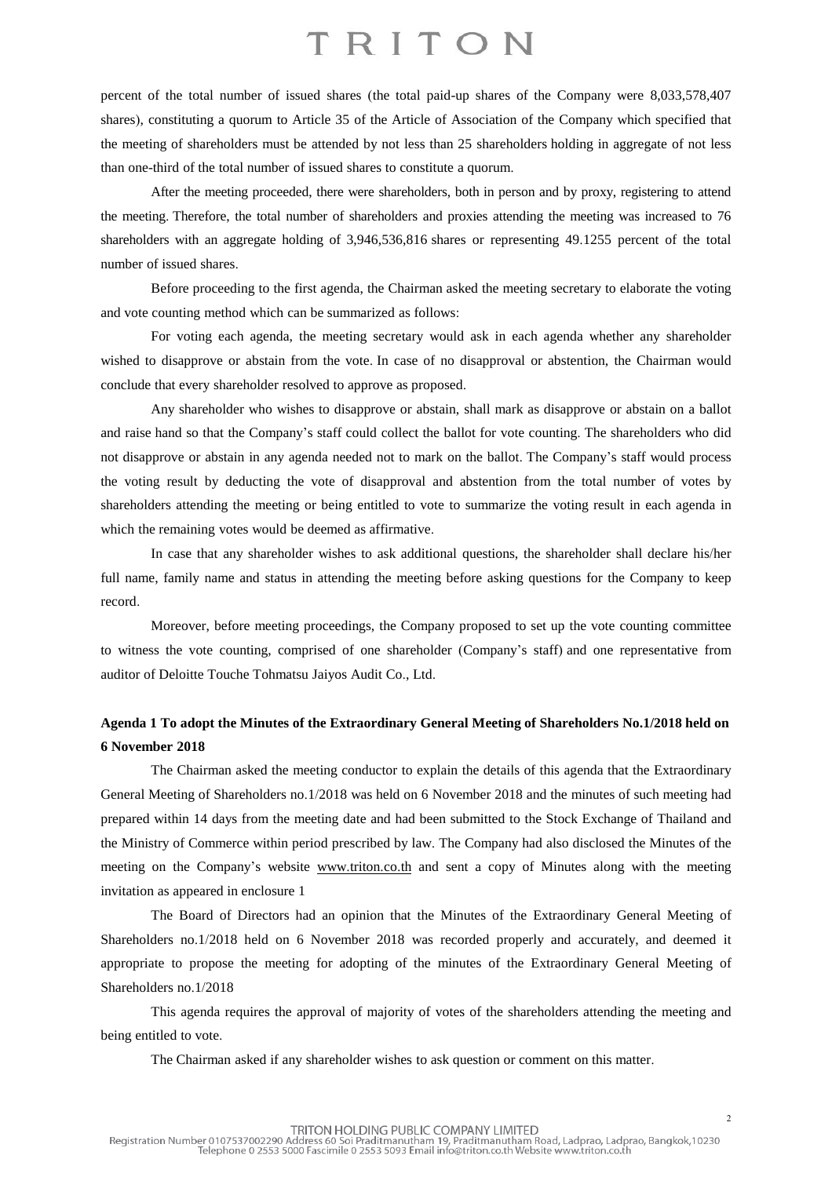percent of the total number of issued shares (the total paid-up shares of the Company were 8,033,578,407 shares), constituting a quorum to Article 35 of the Article of Association of the Company which specified that the meeting of shareholders must be attended by not less than 25 shareholders holding in aggregate of not less than one-third of the total number of issued shares to constitute a quorum.

After the meeting proceeded, there were shareholders, both in person and by proxy, registering to attend the meeting. Therefore, the total number of shareholders and proxies attending the meeting was increased to 76 shareholders with an aggregate holding of 3,946,536,816 shares or representing 49.1255 percent of the total number of issued shares.

Before proceeding to the first agenda, the Chairman asked the meeting secretary to elaborate the voting and vote counting method which can be summarized as follows:

For voting each agenda, the meeting secretary would ask in each agenda whether any shareholder wished to disapprove or abstain from the vote. In case of no disapproval or abstention, the Chairman would conclude that every shareholder resolved to approve as proposed.

Any shareholder who wishes to disapprove or abstain, shall mark as disapprove or abstain on a ballot and raise hand so that the Company's staff could collect the ballot for vote counting. The shareholders who did not disapprove or abstain in any agenda needed not to mark on the ballot. The Company's staff would process the voting result by deducting the vote of disapproval and abstention from the total number of votes by shareholders attending the meeting or being entitled to vote to summarize the voting result in each agenda in which the remaining votes would be deemed as affirmative.

In case that any shareholder wishes to ask additional questions, the shareholder shall declare his/her full name, family name and status in attending the meeting before asking questions for the Company to keep record.

Moreover, before meeting proceedings, the Company proposed to set up the vote counting committee to witness the vote counting, comprised of one shareholder (Company's staff) and one representative from auditor of Deloitte Touche Tohmatsu Jaiyos Audit Co., Ltd.

**Agenda 1 To adopt the Minutes of the Extraordinary General Meeting of Shareholders No.1/2018 held on 6 November 2018**

The Chairman asked the meeting conductor to explain the details of this agenda that the Extraordinary General Meeting of Shareholders no.1/2018 was held on 6 November 2018 and the minutes of such meeting had prepared within 14 days from the meeting date and had been submitted to the Stock Exchange of Thailand and the Ministry of Commerce within period prescribed by law. The Company had also disclosed the Minutes of the meeting on the Company's website www.triton.co.th and sent a copy of Minutes along with the meeting invitation as appeared in enclosure 1

The Board of Directors had an opinion that the Minutes of the Extraordinary General Meeting of Shareholders no.1/2018 held on 6 November 2018 was recorded properly and accurately, and deemed it appropriate to propose the meeting for adopting of the minutes of the Extraordinary General Meeting of Shareholders no.1/2018

This agenda requires the approval of majority of votes of the shareholders attending the meeting and being entitled to vote.

The Chairman asked if any shareholder wishes to ask question or comment on this matter.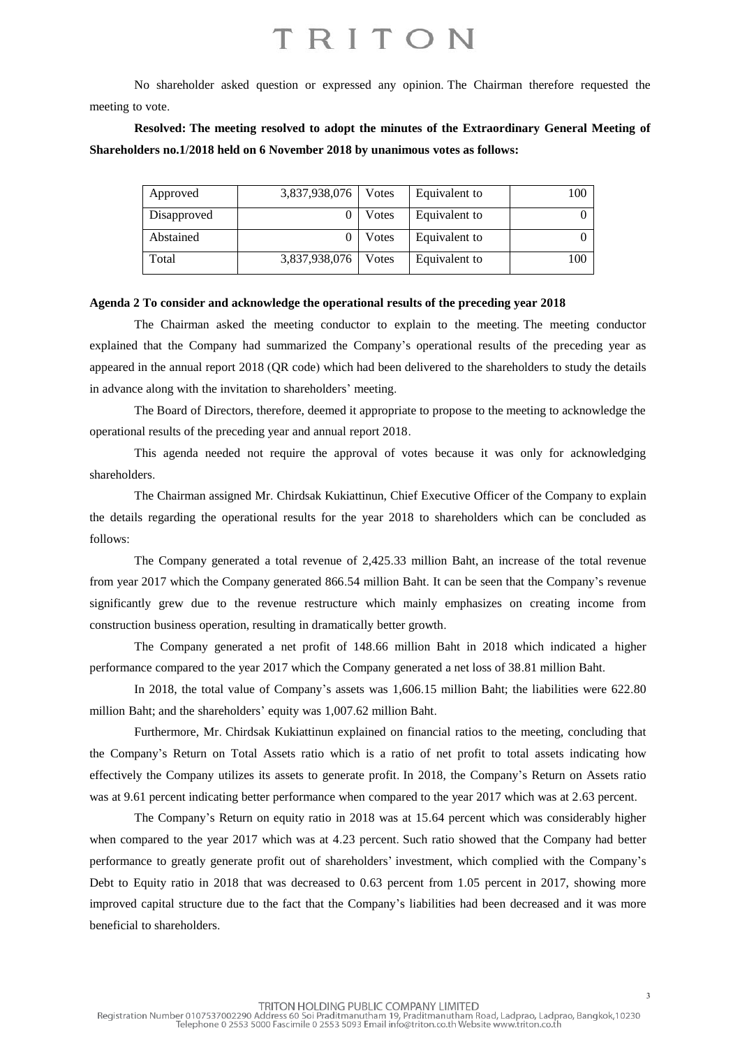No shareholder asked question or expressed any opinion. The Chairman therefore requested the meeting to vote.

**Resolved: The meeting resolved to adopt the minutes of the Extraordinary General Meeting of Shareholders no.1/2018 held on 6 November 2018 by unanimous votes as follows:**

| | | | | |
|---|---|---|---|---|
| Approved | 3,837,938,076 | Votes | Equivalent to | 100 |
| Disapproved | 0 | Votes | Equivalent to | 0 |
| Abstained | 0 | Votes | Equivalent to | 0 |
| Total | 3,837,938,076 | Votes | Equivalent to | 100 |

**Agenda 2 To consider and acknowledge the operational results of the preceding year 2018**

The Chairman asked the meeting conductor to explain to the meeting. The meeting conductor explained that the Company had summarized the Company's operational results of the preceding year as appeared in the annual report 2018 (QR code) which had been delivered to the shareholders to study the details in advance along with the invitation to shareholders' meeting.

The Board of Directors, therefore, deemed it appropriate to propose to the meeting to acknowledge the operational results of the preceding year and annual report 2018.

This agenda needed not require the approval of votes because it was only for acknowledging shareholders.

The Chairman assigned Mr. Chirdsak Kukiattinun, Chief Executive Officer of the Company to explain the details regarding the operational results for the year 2018 to shareholders which can be concluded as follows:

The Company generated a total revenue of 2,425.33 million Baht, an increase of the total revenue from year 2017 which the Company generated 866.54 million Baht. It can be seen that the Company's revenue significantly grew due to the revenue restructure which mainly emphasizes on creating income from construction business operation, resulting in dramatically better growth.

The Company generated a net profit of 148.66 million Baht in 2018 which indicated a higher performance compared to the year 2017 which the Company generated a net loss of 38.81 million Baht.

In 2018, the total value of Company's assets was 1,606.15 million Baht; the liabilities were 622.80 million Baht; and the shareholders' equity was 1,007.62 million Baht.

Furthermore, Mr. Chirdsak Kukiattinun explained on financial ratios to the meeting, concluding that the Company's Return on Total Assets ratio which is a ratio of net profit to total assets indicating how effectively the Company utilizes its assets to generate profit. In 2018, the Company's Return on Assets ratio was at 9.61 percent indicating better performance when compared to the year 2017 which was at 2.63 percent.

The Company's Return on equity ratio in 2018 was at 15.64 percent which was considerably higher when compared to the year 2017 which was at 4.23 percent. Such ratio showed that the Company had better performance to greatly generate profit out of shareholders' investment, which complied with the Company's Debt to Equity ratio in 2018 that was decreased to 0.63 percent from 1.05 percent in 2017, showing more improved capital structure due to the fact that the Company's liabilities had been decreased and it was more beneficial to shareholders.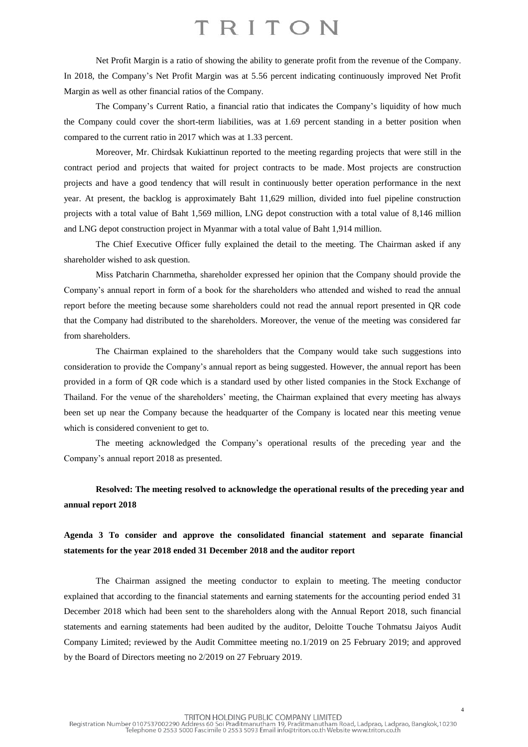Net Profit Margin is a ratio of showing the ability to generate profit from the revenue of the Company. In 2018, the Company's Net Profit Margin was at 5.56 percent indicating continuously improved Net Profit Margin as well as other financial ratios of the Company.

The Company's Current Ratio, a financial ratio that indicates the Company's liquidity of how much the Company could cover the short-term liabilities, was at 1.69 percent standing in a better position when compared to the current ratio in 2017 which was at 1.33 percent.

Moreover, Mr. Chirdsak Kukiattinun reported to the meeting regarding projects that were still in the contract period and projects that waited for project contracts to be made. Most projects are construction projects and have a good tendency that will result in continuously better operation performance in the next year. At present, the backlog is approximately Baht 11,629 million, divided into fuel pipeline construction projects with a total value of Baht 1,569 million, LNG depot construction with a total value of 8,146 million and LNG depot construction project in Myanmar with a total value of Baht 1,914 million.

The Chief Executive Officer fully explained the detail to the meeting. The Chairman asked if any shareholder wished to ask question.

Miss Patcharin Charnmetha, shareholder expressed her opinion that the Company should provide the Company's annual report in form of a book for the shareholders who attended and wished to read the annual report before the meeting because some shareholders could not read the annual report presented in QR code that the Company had distributed to the shareholders. Moreover, the venue of the meeting was considered far from shareholders.

The Chairman explained to the shareholders that the Company would take such suggestions into consideration to provide the Company's annual report as being suggested. However, the annual report has been provided in a form of QR code which is a standard used by other listed companies in the Stock Exchange of Thailand. For the venue of the shareholders' meeting, the Chairman explained that every meeting has always been set up near the Company because the headquarter of the Company is located near this meeting venue which is considered convenient to get to.

The meeting acknowledged the Company's operational results of the preceding year and the Company's annual report 2018 as presented.

**Resolved: The meeting resolved to acknowledge the operational results of the preceding year and annual report 2018**

**Agenda 3 To consider and approve the consolidated financial statement and separate financial statements for the year 2018 ended 31 December 2018 and the auditor report**

The Chairman assigned the meeting conductor to explain to meeting. The meeting conductor explained that according to the financial statements and earning statements for the accounting period ended 31 December 2018 which had been sent to the shareholders along with the Annual Report 2018, such financial statements and earning statements had been audited by the auditor, Deloitte Touche Tohmatsu Jaiyos Audit Company Limited; reviewed by the Audit Committee meeting no.1/2019 on 25 February 2019; and approved by the Board of Directors meeting no 2/2019 on 27 February 2019.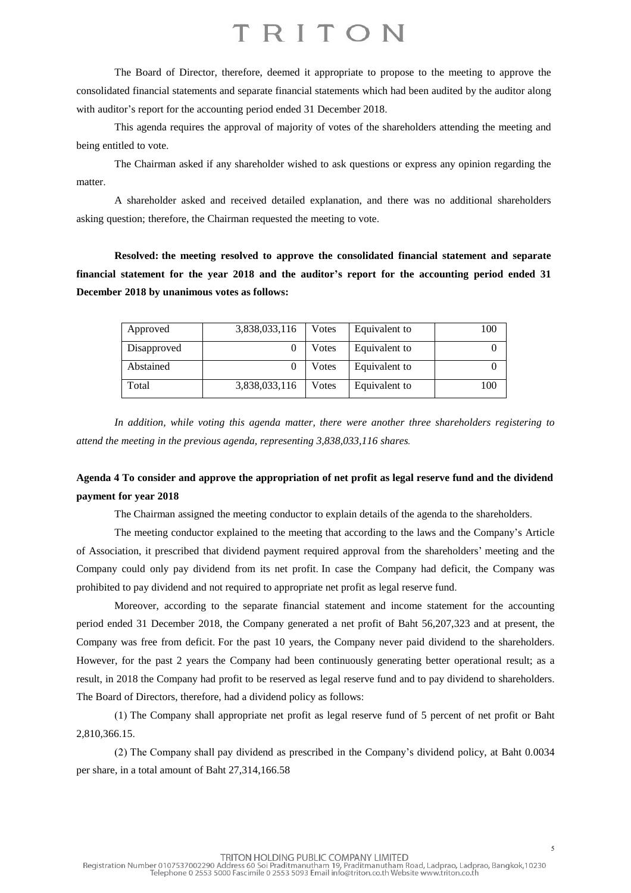The Board of Director, therefore, deemed it appropriate to propose to the meeting to approve the consolidated financial statements and separate financial statements which had been audited by the auditor along with auditor's report for the accounting period ended 31 December 2018.

This agenda requires the approval of majority of votes of the shareholders attending the meeting and being entitled to vote.

The Chairman asked if any shareholder wished to ask questions or express any opinion regarding the matter.

A shareholder asked and received detailed explanation, and there was no additional shareholders asking question; therefore, the Chairman requested the meeting to vote.

**Resolved: the meeting resolved to approve the consolidated financial statement and separate financial statement for the year 2018 and the auditor's report for the accounting period ended 31 December 2018 by unanimous votes as follows:**

| Approved | 3,838,033,116 | Votes | Equivalent to | 100 |
|---|---|---|---|---|
| Disapproved | 0 | Votes | Equivalent to | 0 |
| Abstained | 0 | Votes | Equivalent to | 0 |
| Total | 3,838,033,116 | Votes | Equivalent to | 100 |

*In addition, while voting this agenda matter, there were another three shareholders registering to attend the meeting in the previous agenda, representing 3,838,033,116 shares.*

**Agenda 4 To consider and approve the appropriation of net profit as legal reserve fund and the dividend payment for year 2018**

The Chairman assigned the meeting conductor to explain details of the agenda to the shareholders.

The meeting conductor explained to the meeting that according to the laws and the Company's Article of Association, it prescribed that dividend payment required approval from the shareholders' meeting and the Company could only pay dividend from its net profit. In case the Company had deficit, the Company was prohibited to pay dividend and not required to appropriate net profit as legal reserve fund.

Moreover, according to the separate financial statement and income statement for the accounting period ended 31 December 2018, the Company generated a net profit of Baht 56,207,323 and at present, the Company was free from deficit. For the past 10 years, the Company never paid dividend to the shareholders. However, for the past 2 years the Company had been continuously generating better operational result; as a result, in 2018 the Company had profit to be reserved as legal reserve fund and to pay dividend to shareholders. The Board of Directors, therefore, had a dividend policy as follows:

(1) The Company shall appropriate net profit as legal reserve fund of 5 percent of net profit or Baht 2,810,366.15.

(2) The Company shall pay dividend as prescribed in the Company's dividend policy, at Baht 0.0034 per share, in a total amount of Baht 27,314,166.58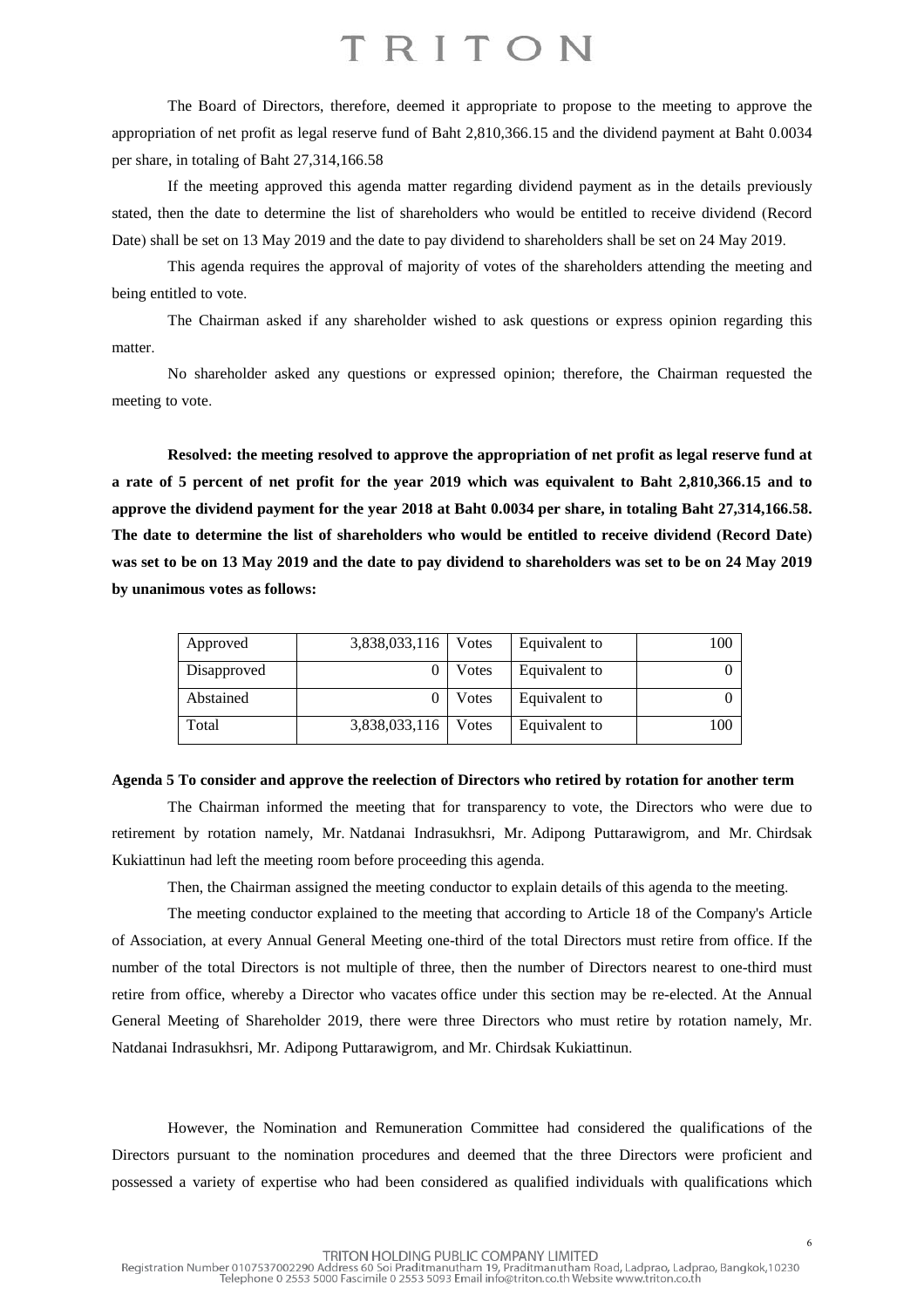The Board of Directors, therefore, deemed it appropriate to propose to the meeting to approve the appropriation of net profit as legal reserve fund of Baht 2,810,366.15 and the dividend payment at Baht 0.0034 per share, in totaling of Baht 27,314,166.58

If the meeting approved this agenda matter regarding dividend payment as in the details previously stated, then the date to determine the list of shareholders who would be entitled to receive dividend (Record Date) shall be set on 13 May 2019 and the date to pay dividend to shareholders shall be set on 24 May 2019.

This agenda requires the approval of majority of votes of the shareholders attending the meeting and being entitled to vote.

The Chairman asked if any shareholder wished to ask questions or express opinion regarding this matter.

No shareholder asked any questions or expressed opinion; therefore, the Chairman requested the meeting to vote.

**Resolved: the meeting resolved to approve the appropriation of net profit as legal reserve fund at a rate of 5 percent of net profit for the year 2019 which was equivalent to Baht 2,810,366.15 and to approve the dividend payment for the year 2018 at Baht 0.0034 per share, in totaling Baht 27,314,166.58. The date to determine the list of shareholders who would be entitled to receive dividend (Record Date) was set to be on 13 May 2019 and the date to pay dividend to shareholders was set to be on 24 May 2019 by unanimous votes as follows:**

| Approved | 3,838,033,116 | Votes | Equivalent to | 100 |
|---|---|---|---|---|
| Disapproved | 0 | Votes | Equivalent to | 0 |
| Abstained | 0 | Votes | Equivalent to | 0 |
| Total | 3,838,033,116 | Votes | Equivalent to | 100 |

**Agenda 5 To consider and approve the reelection of Directors who retired by rotation for another term**

The Chairman informed the meeting that for transparency to vote, the Directors who were due to retirement by rotation namely, Mr. Natdanai Indrasukhsri, Mr. Adipong Puttarawigrom, and Mr. Chirdsak Kukiattinun had left the meeting room before proceeding this agenda.

Then, the Chairman assigned the meeting conductor to explain details of this agenda to the meeting.

The meeting conductor explained to the meeting that according to Article 18 of the Company's Article of Association, at every Annual General Meeting one-third of the total Directors must retire from office. If the number of the total Directors is not multiple of three, then the number of Directors nearest to one-third must retire from office, whereby a Director who vacates office under this section may be re-elected. At the Annual General Meeting of Shareholder 2019, there were three Directors who must retire by rotation namely, Mr. Natdanai Indrasukhsri, Mr. Adipong Puttarawigrom, and Mr. Chirdsak Kukiattinun.

However, the Nomination and Remuneration Committee had considered the qualifications of the Directors pursuant to the nomination procedures and deemed that the three Directors were proficient and possessed a variety of expertise who had been considered as qualified individuals with qualifications which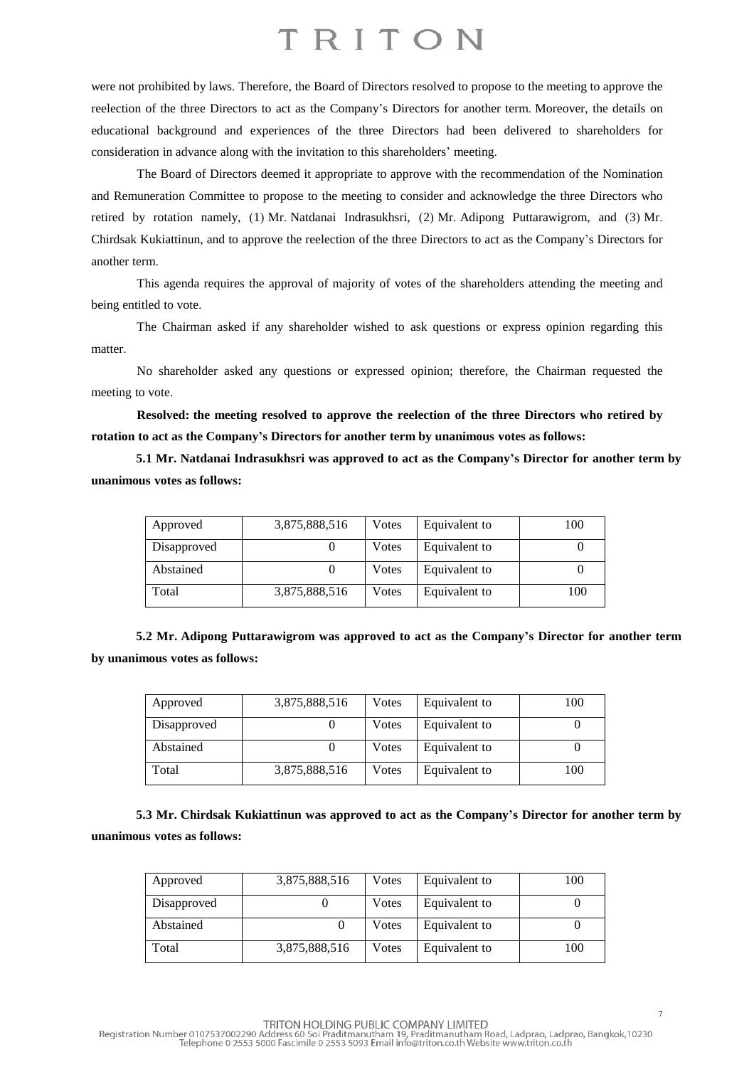were not prohibited by laws. Therefore, the Board of Directors resolved to propose to the meeting to approve the reelection of the three Directors to act as the Company's Directors for another term. Moreover, the details on educational background and experiences of the three Directors had been delivered to shareholders for consideration in advance along with the invitation to this shareholders' meeting.

The Board of Directors deemed it appropriate to approve with the recommendation of the Nomination and Remuneration Committee to propose to the meeting to consider and acknowledge the three Directors who retired by rotation namely, (1) Mr. Natdanai Indrasukhsri, (2) Mr. Adipong Puttarawigrom, and (3) Mr. Chirdsak Kukiattinun, and to approve the reelection of the three Directors to act as the Company's Directors for another term.

This agenda requires the approval of majority of votes of the shareholders attending the meeting and being entitled to vote.

The Chairman asked if any shareholder wished to ask questions or express opinion regarding this matter.

No shareholder asked any questions or expressed opinion; therefore, the Chairman requested the meeting to vote.

**Resolved: the meeting resolved to approve the reelection of the three Directors who retired by rotation to act as the Company's Directors for another term by unanimous votes as follows:**

**5.1 Mr. Natdanai Indrasukhsri was approved to act as the Company's Director for another term by unanimous votes as follows:**

| | | | | |
|---|---|---|---|---|
| Approved | 3,875,888,516 | Votes | Equivalent to | 100 |
| Disapproved | 0 | Votes | Equivalent to | 0 |
| Abstained | 0 | Votes | Equivalent to | 0 |
| Total | 3,875,888,516 | Votes | Equivalent to | 100 |

**5.2 Mr. Adipong Puttarawigrom was approved to act as the Company's Director for another term by unanimous votes as follows:**

| | | | | |
|---|---|---|---|---|
| Approved | 3,875,888,516 | Votes | Equivalent to | 100 |
| Disapproved | 0 | Votes | Equivalent to | 0 |
| Abstained | 0 | Votes | Equivalent to | 0 |
| Total | 3,875,888,516 | Votes | Equivalent to | 100 |

**5.3 Mr. Chirdsak Kukiattinun was approved to act as the Company's Director for another term by unanimous votes as follows:**

| | | | | |
|---|---|---|---|---|
| Approved | 3,875,888,516 | Votes | Equivalent to | 100 |
| Disapproved | 0 | Votes | Equivalent to | 0 |
| Abstained | 0 | Votes | Equivalent to | 0 |
| Total | 3,875,888,516 | Votes | Equivalent to | 100 |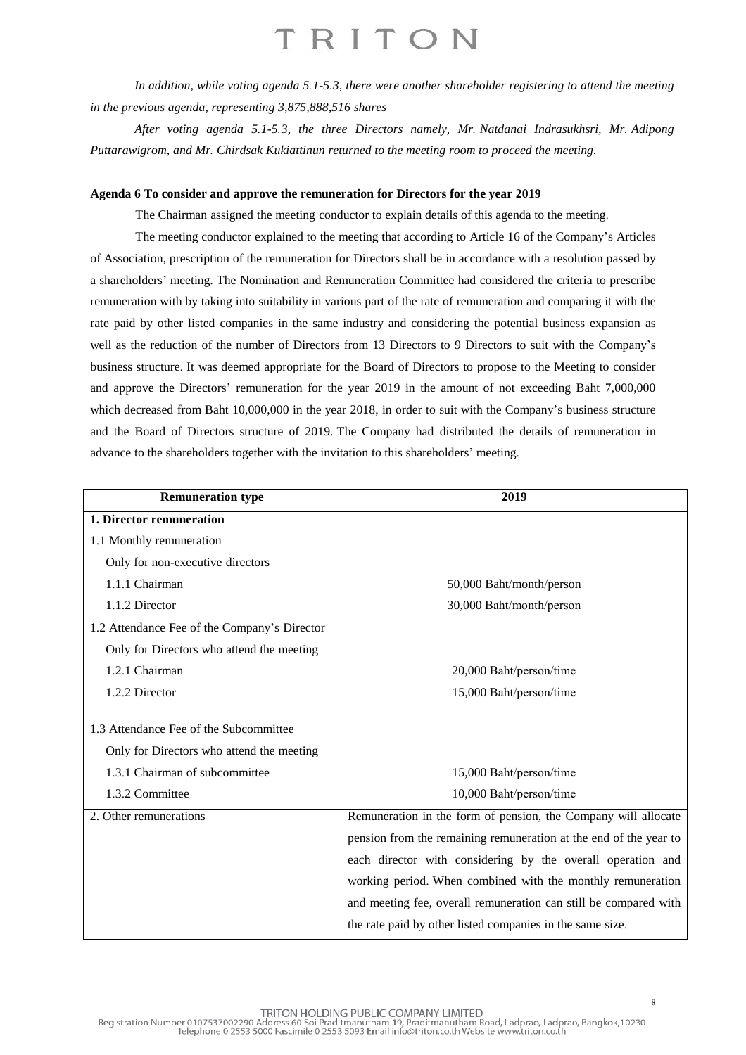*In addition, while voting agenda 5.1-5.3, there were another shareholder registering to attend the meeting in the previous agenda, representing 3,875,888,516 shares*

*After voting agenda 5.1-5.3, the three Directors namely, Mr. Natdanai Indrasukhsri, Mr. Adipong Puttarawigrom, and Mr. Chirdsak Kukiattinun returned to the meeting room to proceed the meeting.*

**Agenda 6 To consider and approve the remuneration for Directors for the year 2019**

The Chairman assigned the meeting conductor to explain details of this agenda to the meeting.

The meeting conductor explained to the meeting that according to Article 16 of the Company's Articles of Association, prescription of the remuneration for Directors shall be in accordance with a resolution passed by a shareholders' meeting. The Nomination and Remuneration Committee had considered the criteria to prescribe remuneration with by taking into suitability in various part of the rate of remuneration and comparing it with the rate paid by other listed companies in the same industry and considering the potential business expansion as well as the reduction of the number of Directors from 13 Directors to 9 Directors to suit with the Company's business structure. It was deemed appropriate for the Board of Directors to propose to the Meeting to consider and approve the Directors' remuneration for the year 2019 in the amount of not exceeding Baht 7,000,000 which decreased from Baht 10,000,000 in the year 2018, in order to suit with the Company's business structure and the Board of Directors structure of 2019. The Company had distributed the details of remuneration in advance to the shareholders together with the invitation to this shareholders' meeting.

| Remuneration type | 2019 |
|---|---|
| **1. Director remuneration** | |
| 1.1 Monthly remuneration | |
| Only for non-executive directors | |
| 1.1.1 Chairman | 50,000 Baht/month/person |
| 1.1.2 Director | 30,000 Baht/month/person |
| 1.2 Attendance Fee of the Company's Director | |
| Only for Directors who attend the meeting | |
| 1.2.1 Chairman | 20,000 Baht/person/time |
| 1.2.2 Director | 15,000 Baht/person/time |
| 1.3 Attendance Fee of the Subcommittee | |
| Only for Directors who attend the meeting | |
| 1.3.1 Chairman of subcommittee | 15,000 Baht/person/time |
| 1.3.2 Committee | 10,000 Baht/person/time |
| 2. Other remunerations | Remuneration in the form of pension, the Company will allocate pension from the remaining remuneration at the end of the year to each director with considering by the overall operation and working period. When combined with the monthly remuneration and meeting fee, overall remuneration can still be compared with the rate paid by other listed companies in the same size. |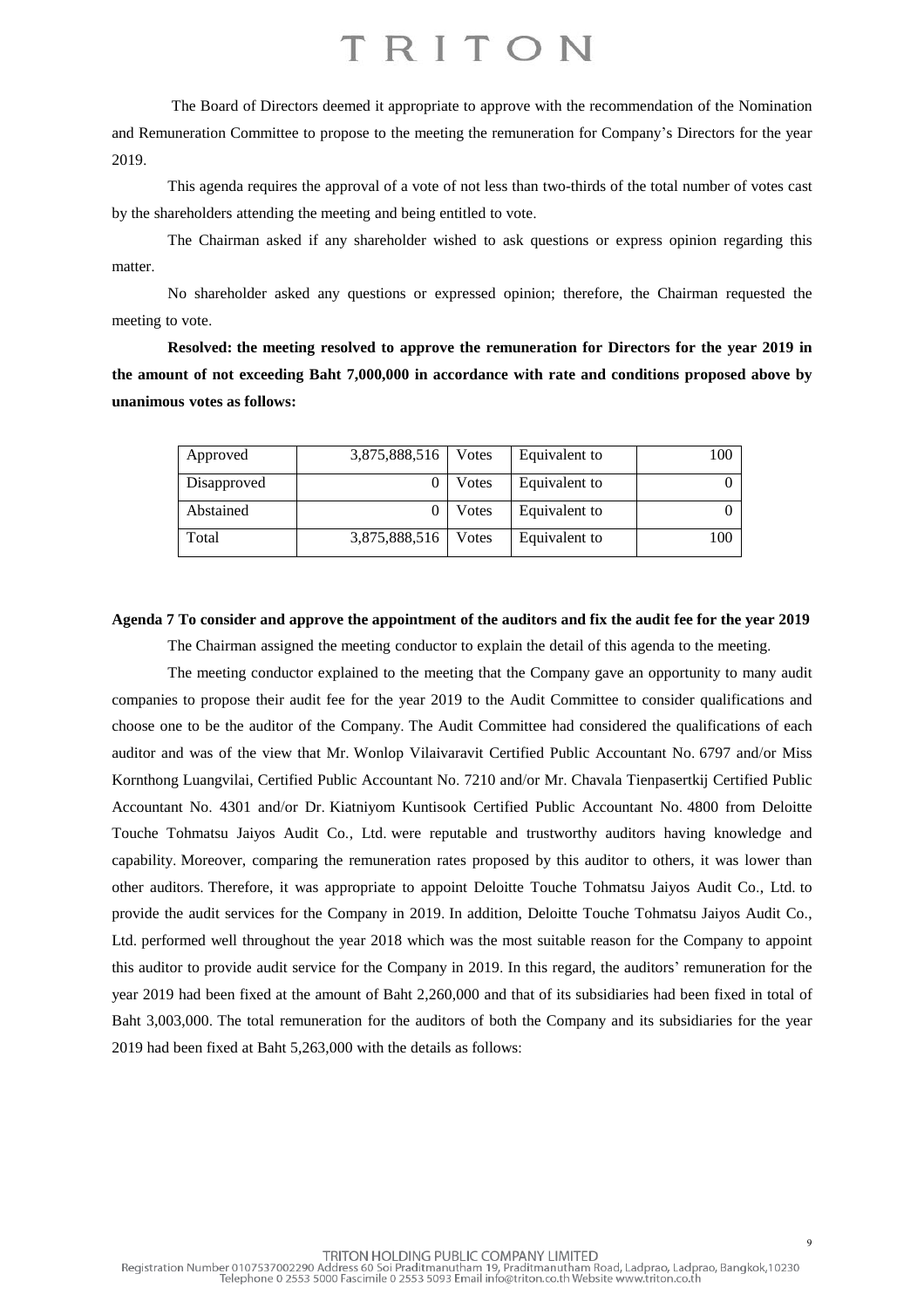The Board of Directors deemed it appropriate to approve with the recommendation of the Nomination and Remuneration Committee to propose to the meeting the remuneration for Company's Directors for the year 2019.

This agenda requires the approval of a vote of not less than two-thirds of the total number of votes cast by the shareholders attending the meeting and being entitled to vote.

The Chairman asked if any shareholder wished to ask questions or express opinion regarding this matter.

No shareholder asked any questions or expressed opinion; therefore, the Chairman requested the meeting to vote.

**Resolved: the meeting resolved to approve the remuneration for Directors for the year 2019 in the amount of not exceeding Baht 7,000,000 in accordance with rate and conditions proposed above by unanimous votes as follows:**

| | | | | |
|---|---|---|---|---|
| Approved | 3,875,888,516 | Votes | Equivalent to | 100 |
| Disapproved | 0 | Votes | Equivalent to | 0 |
| Abstained | 0 | Votes | Equivalent to | 0 |
| Total | 3,875,888,516 | Votes | Equivalent to | 100 |

**Agenda 7 To consider and approve the appointment of the auditors and fix the audit fee for the year 2019**

The Chairman assigned the meeting conductor to explain the detail of this agenda to the meeting.

The meeting conductor explained to the meeting that the Company gave an opportunity to many audit companies to propose their audit fee for the year 2019 to the Audit Committee to consider qualifications and choose one to be the auditor of the Company. The Audit Committee had considered the qualifications of each auditor and was of the view that Mr. Wonlop Vilaivaravit Certified Public Accountant No. 6797 and/or Miss Kornthong Luangvilai, Certified Public Accountant No. 7210 and/or Mr. Chavala Tienpasertkij Certified Public Accountant No. 4301 and/or Dr. Kiatniyom Kuntisook Certified Public Accountant No. 4800 from Deloitte Touche Tohmatsu Jaiyos Audit Co., Ltd. were reputable and trustworthy auditors having knowledge and capability. Moreover, comparing the remuneration rates proposed by this auditor to others, it was lower than other auditors. Therefore, it was appropriate to appoint Deloitte Touche Tohmatsu Jaiyos Audit Co., Ltd. to provide the audit services for the Company in 2019. In addition, Deloitte Touche Tohmatsu Jaiyos Audit Co., Ltd. performed well throughout the year 2018 which was the most suitable reason for the Company to appoint this auditor to provide audit service for the Company in 2019. In this regard, the auditors' remuneration for the year 2019 had been fixed at the amount of Baht 2,260,000 and that of its subsidiaries had been fixed in total of Baht 3,003,000. The total remuneration for the auditors of both the Company and its subsidiaries for the year 2019 had been fixed at Baht 5,263,000 with the details as follows: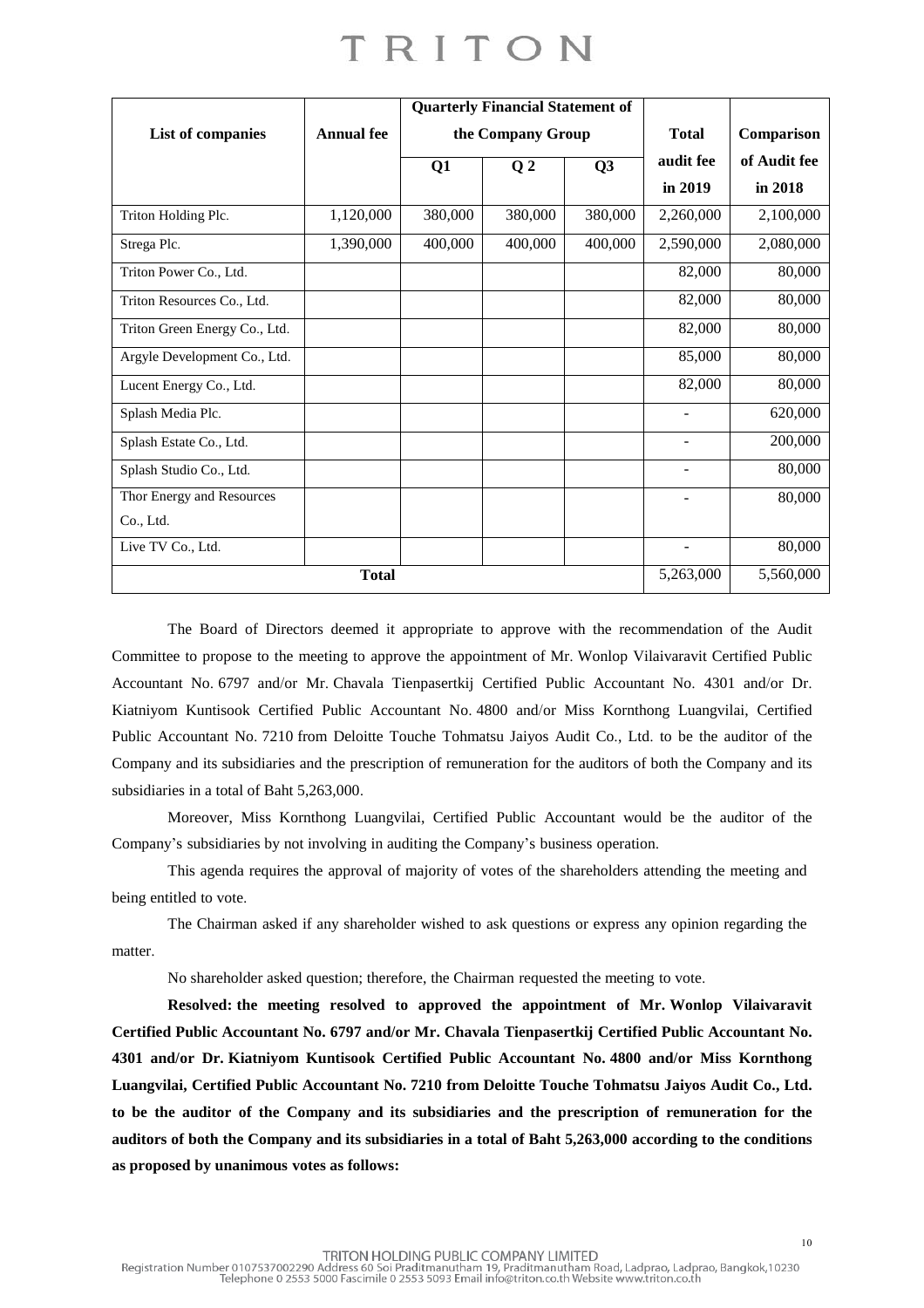| List of companies | Annual fee | Quarterly Financial Statement of the Company Group | | | Total audit fee in 2019 | Comparison of Audit fee in 2018 |
|---|---|---|---|---|---|---|
| | | Q1 | Q 2 | Q3 | | |
| Triton Holding Plc. | 1,120,000 | 380,000 | 380,000 | 380,000 | 2,260,000 | 2,100,000 |
| Strega Plc. | 1,390,000 | 400,000 | 400,000 | 400,000 | 2,590,000 | 2,080,000 |
| Triton Power Co., Ltd. | | | | | 82,000 | 80,000 |
| Triton Resources Co., Ltd. | | | | | 82,000 | 80,000 |
| Triton Green Energy Co., Ltd. | | | | | 82,000 | 80,000 |
| Argyle Development Co., Ltd. | | | | | 85,000 | 80,000 |
| Lucent Energy Co., Ltd. | | | | | 82,000 | 80,000 |
| Splash Media Plc. | | | | | - | 620,000 |
| Splash Estate Co., Ltd. | | | | | - | 200,000 |
| Splash Studio Co., Ltd. | | | | | - | 80,000 |
| Thor Energy and Resources Co., Ltd. | | | | | - | 80,000 |
| Live TV Co., Ltd. | | | | | - | 80,000 |
| **Total** | | | | | 5,263,000 | 5,560,000 |

The Board of Directors deemed it appropriate to approve with the recommendation of the Audit Committee to propose to the meeting to approve the appointment of Mr. Wonlop Vilaivaravit Certified Public Accountant No. 6797 and/or Mr. Chavala Tienpasertkij Certified Public Accountant No. 4301 and/or Dr. Kiatniyom Kuntisook Certified Public Accountant No. 4800 and/or Miss Kornthong Luangvilai, Certified Public Accountant No. 7210 from Deloitte Touche Tohmatsu Jaiyos Audit Co., Ltd. to be the auditor of the Company and its subsidiaries and the prescription of remuneration for the auditors of both the Company and its subsidiaries in a total of Baht 5,263,000.

Moreover, Miss Kornthong Luangvilai, Certified Public Accountant would be the auditor of the Company's subsidiaries by not involving in auditing the Company's business operation.

This agenda requires the approval of majority of votes of the shareholders attending the meeting and being entitled to vote.

The Chairman asked if any shareholder wished to ask questions or express any opinion regarding the matter.

No shareholder asked question; therefore, the Chairman requested the meeting to vote.

**Resolved: the meeting resolved to approved the appointment of Mr. Wonlop Vilaivaravit Certified Public Accountant No. 6797 and/or Mr. Chavala Tienpasertkij Certified Public Accountant No. 4301 and/or Dr. Kiatniyom Kuntisook Certified Public Accountant No. 4800 and/or Miss Kornthong Luangvilai, Certified Public Accountant No. 7210 from Deloitte Touche Tohmatsu Jaiyos Audit Co., Ltd. to be the auditor of the Company and its subsidiaries and the prescription of remuneration for the auditors of both the Company and its subsidiaries in a total of Baht 5,263,000 according to the conditions as proposed by unanimous votes as follows:**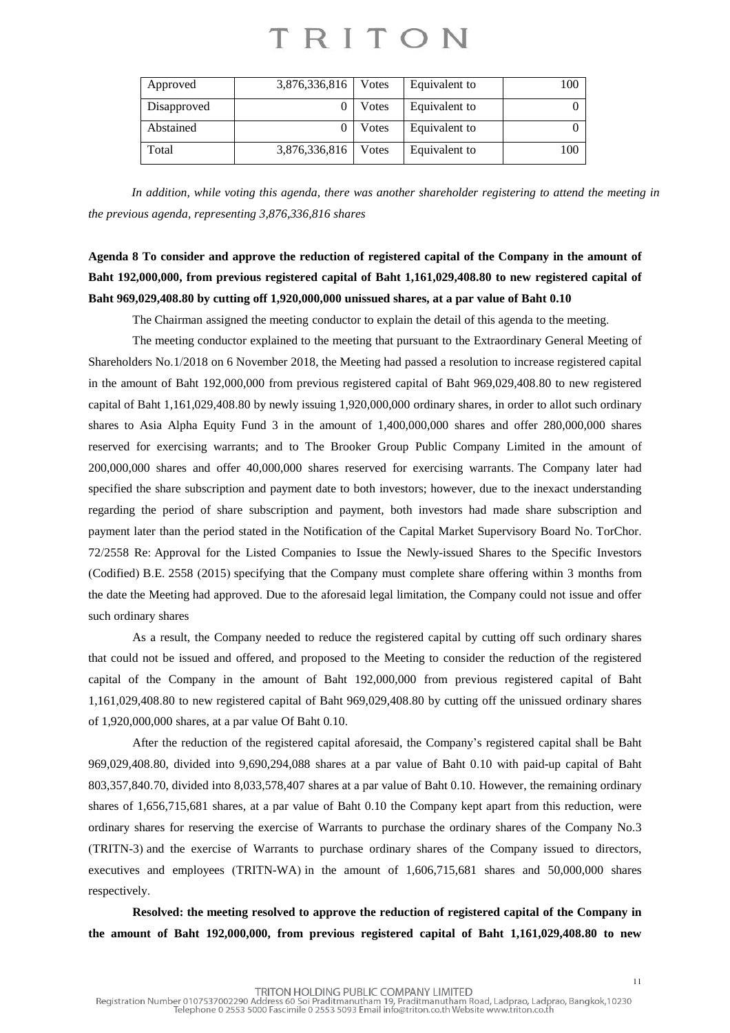| Approved | 3,876,336,816 | Votes | Equivalent to | 100 |
|---|---|---|---|---|
| Disapproved | 0 | Votes | Equivalent to | 0 |
| Abstained | 0 | Votes | Equivalent to | 0 |
| Total | 3,876,336,816 | Votes | Equivalent to | 100 |

*In addition, while voting this agenda, there was another shareholder registering to attend the meeting in the previous agenda, representing 3,876,336,816 shares*

**Agenda 8 To consider and approve the reduction of registered capital of the Company in the amount of Baht 192,000,000, from previous registered capital of Baht 1,161,029,408.80 to new registered capital of Baht 969,029,408.80 by cutting off 1,920,000,000 unissued shares, at a par value of Baht 0.10**

The Chairman assigned the meeting conductor to explain the detail of this agenda to the meeting.

The meeting conductor explained to the meeting that pursuant to the Extraordinary General Meeting of Shareholders No.1/2018 on 6 November 2018, the Meeting had passed a resolution to increase registered capital in the amount of Baht 192,000,000 from previous registered capital of Baht 969,029,408.80 to new registered capital of Baht 1,161,029,408.80 by newly issuing 1,920,000,000 ordinary shares, in order to allot such ordinary shares to Asia Alpha Equity Fund 3 in the amount of 1,400,000,000 shares and offer 280,000,000 shares reserved for exercising warrants; and to The Brooker Group Public Company Limited in the amount of 200,000,000 shares and offer 40,000,000 shares reserved for exercising warrants. The Company later had specified the share subscription and payment date to both investors; however, due to the inexact understanding regarding the period of share subscription and payment, both investors had made share subscription and payment later than the period stated in the Notification of the Capital Market Supervisory Board No. TorChor. 72/2558 Re: Approval for the Listed Companies to Issue the Newly-issued Shares to the Specific Investors (Codified) B.E. 2558 (2015) specifying that the Company must complete share offering within 3 months from the date the Meeting had approved. Due to the aforesaid legal limitation, the Company could not issue and offer such ordinary shares

As a result, the Company needed to reduce the registered capital by cutting off such ordinary shares that could not be issued and offered, and proposed to the Meeting to consider the reduction of the registered capital of the Company in the amount of Baht 192,000,000 from previous registered capital of Baht 1,161,029,408.80 to new registered capital of Baht 969,029,408.80 by cutting off the unissued ordinary shares of 1,920,000,000 shares, at a par value Of Baht 0.10.

After the reduction of the registered capital aforesaid, the Company's registered capital shall be Baht 969,029,408.80, divided into 9,690,294,088 shares at a par value of Baht 0.10 with paid-up capital of Baht 803,357,840.70, divided into 8,033,578,407 shares at a par value of Baht 0.10. However, the remaining ordinary shares of 1,656,715,681 shares, at a par value of Baht 0.10 the Company kept apart from this reduction, were ordinary shares for reserving the exercise of Warrants to purchase the ordinary shares of the Company No.3 (TRITN-3) and the exercise of Warrants to purchase ordinary shares of the Company issued to directors, executives and employees (TRITN-WA) in the amount of 1,606,715,681 shares and 50,000,000 shares respectively.

**Resolved: the meeting resolved to approve the reduction of registered capital of the Company in the amount of Baht 192,000,000, from previous registered capital of Baht 1,161,029,408.80 to new**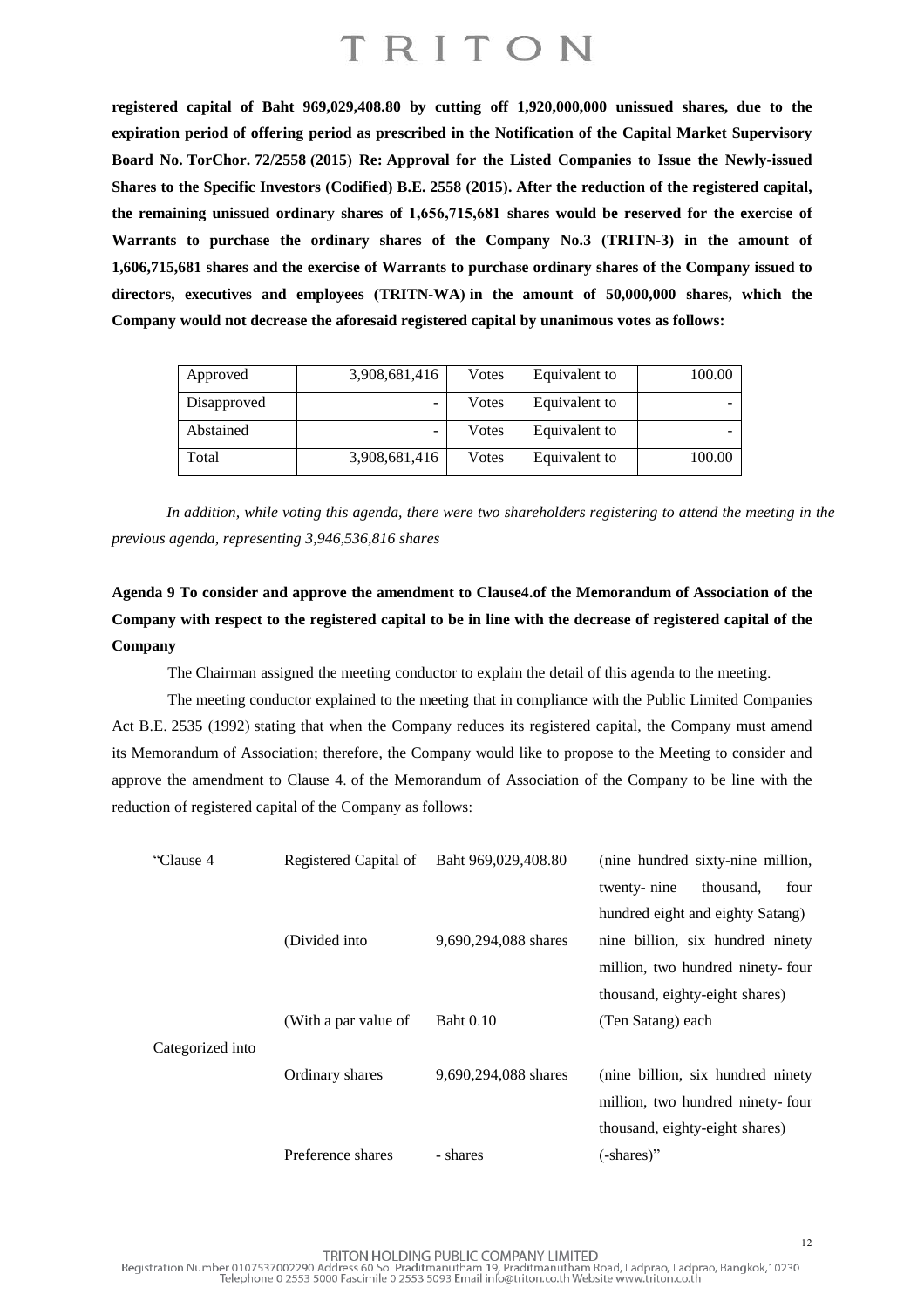**registered capital of Baht 969,029,408.80 by cutting off 1,920,000,000 unissued shares, due to the expiration period of offering period as prescribed in the Notification of the Capital Market Supervisory Board No. TorChor. 72/2558 (2015) Re: Approval for the Listed Companies to Issue the Newly-issued Shares to the Specific Investors (Codified) B.E. 2558 (2015). After the reduction of the registered capital, the remaining unissued ordinary shares of 1,656,715,681 shares would be reserved for the exercise of Warrants to purchase the ordinary shares of the Company No.3 (TRITN-3) in the amount of 1,606,715,681 shares and the exercise of Warrants to purchase ordinary shares of the Company issued to directors, executives and employees (TRITN-WA) in the amount of 50,000,000 shares, which the Company would not decrease the aforesaid registered capital by unanimous votes as follows:**

| Approved | 3,908,681,416 | Votes | Equivalent to | 100.00 |
|---|---|---|---|---|
| Disapproved | - | Votes | Equivalent to | - |
| Abstained | - | Votes | Equivalent to | - |
| Total | 3,908,681,416 | Votes | Equivalent to | 100.00 |

*In addition, while voting this agenda, there were two shareholders registering to attend the meeting in the previous agenda, representing 3,946,536,816 shares*

**Agenda 9 To consider and approve the amendment to Clause4.of the Memorandum of Association of the Company with respect to the registered capital to be in line with the decrease of registered capital of the Company**

The Chairman assigned the meeting conductor to explain the detail of this agenda to the meeting.

The meeting conductor explained to the meeting that in compliance with the Public Limited Companies Act B.E. 2535 (1992) stating that when the Company reduces its registered capital, the Company must amend its Memorandum of Association; therefore, the Company would like to propose to the Meeting to consider and approve the amendment to Clause 4. of the Memorandum of Association of the Company to be line with the reduction of registered capital of the Company as follows:

| "Clause 4 | Registered Capital of | Baht 969,029,408.80 | (nine hundred sixty-nine million, twenty- nine thousand, four hundred eight and eighty Satang) |
|---|---|---|---|
| | (Divided into | 9,690,294,088 shares | nine billion, six hundred ninety million, two hundred ninety- four thousand, eighty-eight shares) |
| | (With a par value of | Baht 0.10 | (Ten Satang) each |
| Categorized into | | | |
| | Ordinary shares | 9,690,294,088 shares | (nine billion, six hundred ninety million, two hundred ninety- four thousand, eighty-eight shares) |
| | Preference shares | - shares | (-shares)" |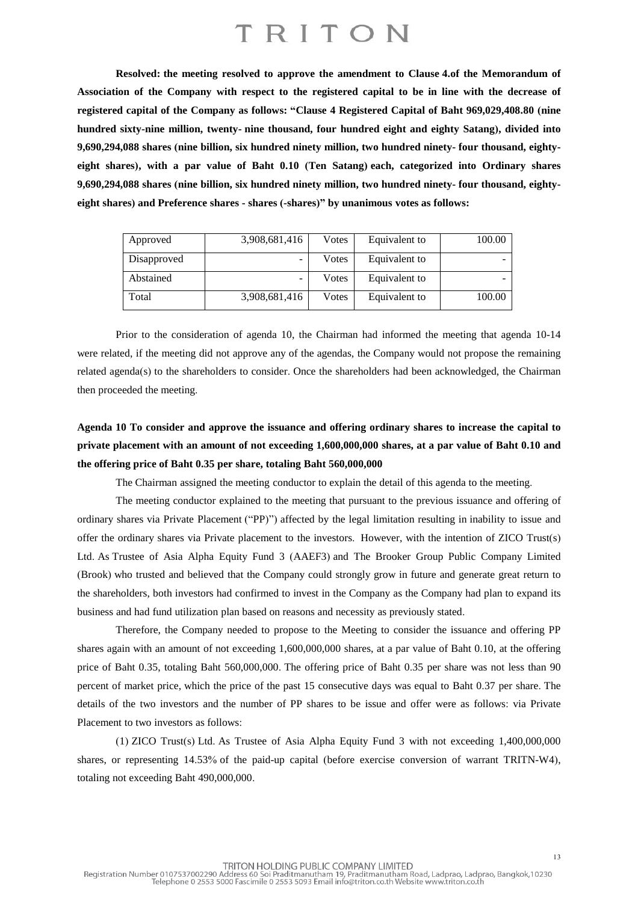**Resolved: the meeting resolved to approve the amendment to Clause 4.of the Memorandum of Association of the Company with respect to the registered capital to be in line with the decrease of registered capital of the Company as follows: "Clause 4 Registered Capital of Baht 969,029,408.80 (nine hundred sixty-nine million, twenty- nine thousand, four hundred eight and eighty Satang), divided into 9,690,294,088 shares (nine billion, six hundred ninety million, two hundred ninety- four thousand, eighty-eight shares), with a par value of Baht 0.10 (Ten Satang) each, categorized into Ordinary shares 9,690,294,088 shares (nine billion, six hundred ninety million, two hundred ninety- four thousand, eighty-eight shares) and Preference shares - shares (-shares)" by unanimous votes as follows:**

| Approved | 3,908,681,416 | Votes | Equivalent to | 100.00 |
|---|---|---|---|---|
| Disapproved | - | Votes | Equivalent to | - |
| Abstained | - | Votes | Equivalent to | - |
| Total | 3,908,681,416 | Votes | Equivalent to | 100.00 |

Prior to the consideration of agenda 10, the Chairman had informed the meeting that agenda 10-14 were related, if the meeting did not approve any of the agendas, the Company would not propose the remaining related agenda(s) to the shareholders to consider. Once the shareholders had been acknowledged, the Chairman then proceeded the meeting.

**Agenda 10 To consider and approve the issuance and offering ordinary shares to increase the capital to private placement with an amount of not exceeding 1,600,000,000 shares, at a par value of Baht 0.10 and the offering price of Baht 0.35 per share, totaling Baht 560,000,000**

The Chairman assigned the meeting conductor to explain the detail of this agenda to the meeting.

The meeting conductor explained to the meeting that pursuant to the previous issuance and offering of ordinary shares via Private Placement ("PP)") affected by the legal limitation resulting in inability to issue and offer the ordinary shares via Private placement to the investors. However, with the intention of ZICO Trust(s) Ltd. As Trustee of Asia Alpha Equity Fund 3 (AAEF3) and The Brooker Group Public Company Limited (Brook) who trusted and believed that the Company could strongly grow in future and generate great return to the shareholders, both investors had confirmed to invest in the Company as the Company had plan to expand its business and had fund utilization plan based on reasons and necessity as previously stated.

Therefore, the Company needed to propose to the Meeting to consider the issuance and offering PP shares again with an amount of not exceeding 1,600,000,000 shares, at a par value of Baht 0.10, at the offering price of Baht 0.35, totaling Baht 560,000,000. The offering price of Baht 0.35 per share was not less than 90 percent of market price, which the price of the past 15 consecutive days was equal to Baht 0.37 per share. The details of the two investors and the number of PP shares to be issue and offer were as follows: via Private Placement to two investors as follows:

(1) ZICO Trust(s) Ltd. As Trustee of Asia Alpha Equity Fund 3 with not exceeding 1,400,000,000 shares, or representing 14.53% of the paid-up capital (before exercise conversion of warrant TRITN-W4), totaling not exceeding Baht 490,000,000.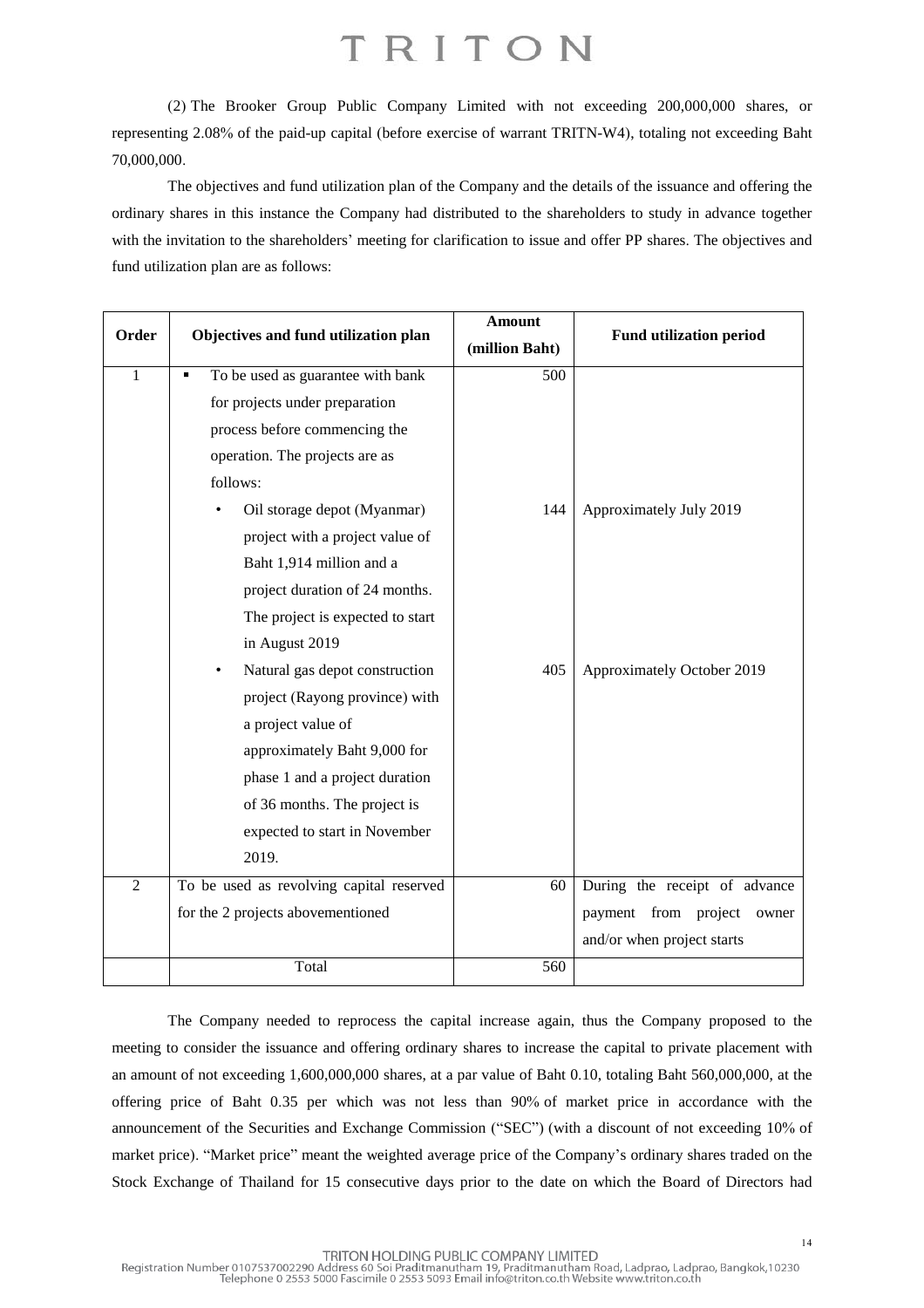(2) The Brooker Group Public Company Limited with not exceeding 200,000,000 shares, or representing 2.08% of the paid-up capital (before exercise of warrant TRITN-W4), totaling not exceeding Baht 70,000,000.

The objectives and fund utilization plan of the Company and the details of the issuance and offering the ordinary shares in this instance the Company had distributed to the shareholders to study in advance together with the invitation to the shareholders' meeting for clarification to issue and offer PP shares. The objectives and fund utilization plan are as follows:

| Order | Objectives and fund utilization plan | Amount (million Baht) | Fund utilization period |
|---|---|---|---|
| 1 | ▪ To be used as guarantee with bank for projects under preparation process before commencing the operation. The projects are as follows: | 500 | |
| | • Oil storage depot (Myanmar) project with a project value of Baht 1,914 million and a project duration of 24 months. The project is expected to start in August 2019 | 144 | Approximately July 2019 |
| | • Natural gas depot construction project (Rayong province) with a project value of approximately Baht 9,000 for phase 1 and a project duration of 36 months. The project is expected to start in November 2019. | 405 | Approximately October 2019 |
| 2 | To be used as revolving capital reserved for the 2 projects abovementioned | 60 | During the receipt of advance payment from project owner and/or when project starts |
| | Total | 560 | |

The Company needed to reprocess the capital increase again, thus the Company proposed to the meeting to consider the issuance and offering ordinary shares to increase the capital to private placement with an amount of not exceeding 1,600,000,000 shares, at a par value of Baht 0.10, totaling Baht 560,000,000, at the offering price of Baht 0.35 per which was not less than 90% of market price in accordance with the announcement of the Securities and Exchange Commission ("SEC") (with a discount of not exceeding 10% of market price). "Market price" meant the weighted average price of the Company's ordinary shares traded on the Stock Exchange of Thailand for 15 consecutive days prior to the date on which the Board of Directors had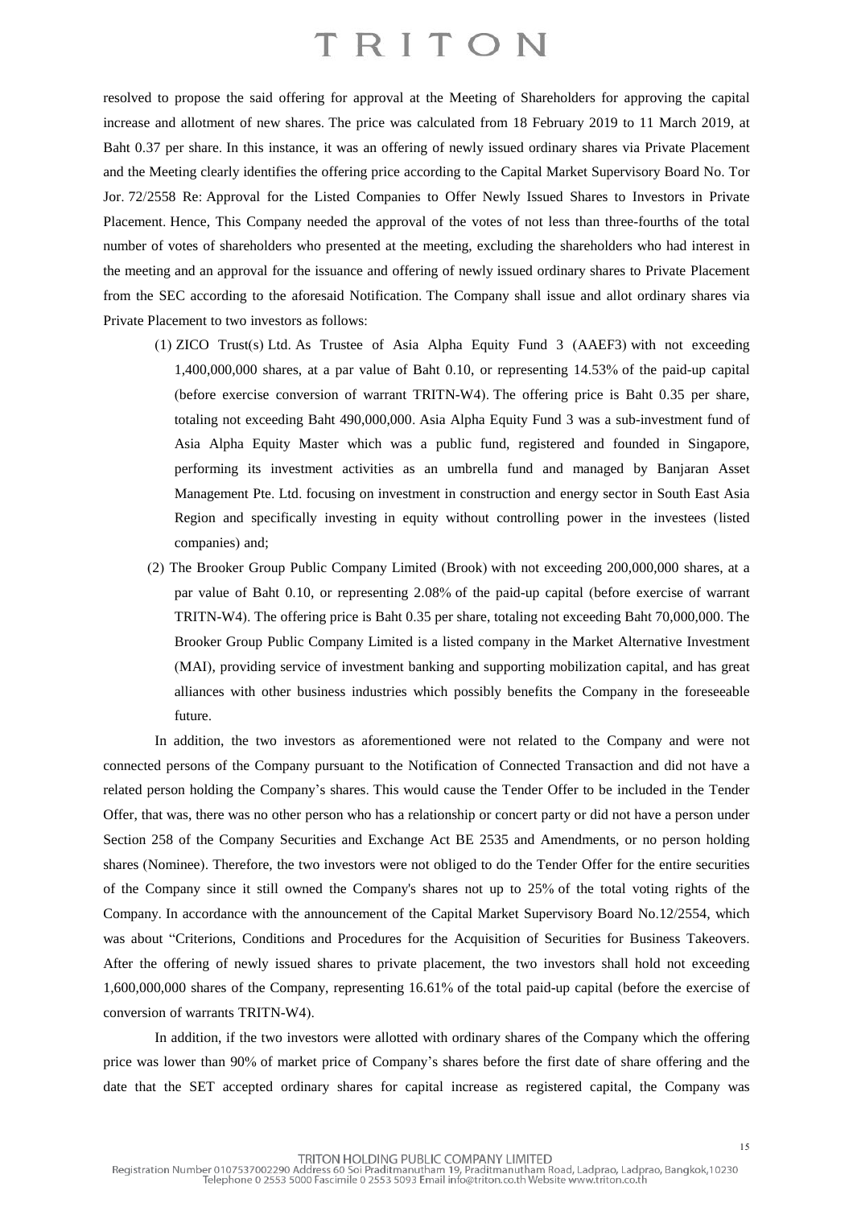resolved to propose the said offering for approval at the Meeting of Shareholders for approving the capital increase and allotment of new shares. The price was calculated from 18 February 2019 to 11 March 2019, at Baht 0.37 per share. In this instance, it was an offering of newly issued ordinary shares via Private Placement and the Meeting clearly identifies the offering price according to the Capital Market Supervisory Board No. Tor Jor. 72/2558 Re: Approval for the Listed Companies to Offer Newly Issued Shares to Investors in Private Placement. Hence, This Company needed the approval of the votes of not less than three-fourths of the total number of votes of shareholders who presented at the meeting, excluding the shareholders who had interest in the meeting and an approval for the issuance and offering of newly issued ordinary shares to Private Placement from the SEC according to the aforesaid Notification. The Company shall issue and allot ordinary shares via Private Placement to two investors as follows:

(1) ZICO Trust(s) Ltd. As Trustee of Asia Alpha Equity Fund 3 (AAEF3) with not exceeding 1,400,000,000 shares, at a par value of Baht 0.10, or representing 14.53% of the paid-up capital (before exercise conversion of warrant TRITN-W4). The offering price is Baht 0.35 per share, totaling not exceeding Baht 490,000,000. Asia Alpha Equity Fund 3 was a sub-investment fund of Asia Alpha Equity Master which was a public fund, registered and founded in Singapore, performing its investment activities as an umbrella fund and managed by Banjaran Asset Management Pte. Ltd. focusing on investment in construction and energy sector in South East Asia Region and specifically investing in equity without controlling power in the investees (listed companies) and;

(2) The Brooker Group Public Company Limited (Brook) with not exceeding 200,000,000 shares, at a par value of Baht 0.10, or representing 2.08% of the paid-up capital (before exercise of warrant TRITN-W4). The offering price is Baht 0.35 per share, totaling not exceeding Baht 70,000,000. The Brooker Group Public Company Limited is a listed company in the Market Alternative Investment (MAI), providing service of investment banking and supporting mobilization capital, and has great alliances with other business industries which possibly benefits the Company in the foreseeable future.

In addition, the two investors as aforementioned were not related to the Company and were not connected persons of the Company pursuant to the Notification of Connected Transaction and did not have a related person holding the Company's shares. This would cause the Tender Offer to be included in the Tender Offer, that was, there was no other person who has a relationship or concert party or did not have a person under Section 258 of the Company Securities and Exchange Act BE 2535 and Amendments, or no person holding shares (Nominee). Therefore, the two investors were not obliged to do the Tender Offer for the entire securities of the Company since it still owned the Company's shares not up to 25% of the total voting rights of the Company. In accordance with the announcement of the Capital Market Supervisory Board No.12/2554, which was about "Criterions, Conditions and Procedures for the Acquisition of Securities for Business Takeovers. After the offering of newly issued shares to private placement, the two investors shall hold not exceeding 1,600,000,000 shares of the Company, representing 16.61% of the total paid-up capital (before the exercise of conversion of warrants TRITN-W4).

In addition, if the two investors were allotted with ordinary shares of the Company which the offering price was lower than 90% of market price of Company's shares before the first date of share offering and the date that the SET accepted ordinary shares for capital increase as registered capital, the Company was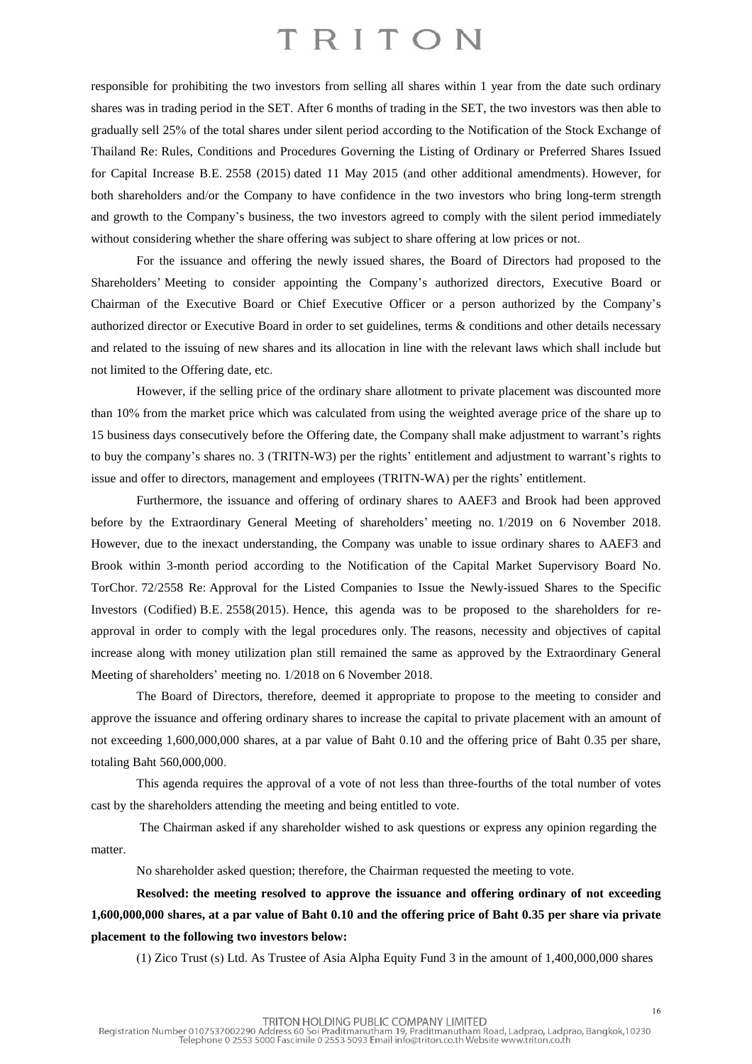responsible for prohibiting the two investors from selling all shares within 1 year from the date such ordinary shares was in trading period in the SET. After 6 months of trading in the SET, the two investors was then able to gradually sell 25% of the total shares under silent period according to the Notification of the Stock Exchange of Thailand Re: Rules, Conditions and Procedures Governing the Listing of Ordinary or Preferred Shares Issued for Capital Increase B.E. 2558 (2015) dated 11 May 2015 (and other additional amendments). However, for both shareholders and/or the Company to have confidence in the two investors who bring long-term strength and growth to the Company's business, the two investors agreed to comply with the silent period immediately without considering whether the share offering was subject to share offering at low prices or not.

For the issuance and offering the newly issued shares, the Board of Directors had proposed to the Shareholders' Meeting to consider appointing the Company's authorized directors, Executive Board or Chairman of the Executive Board or Chief Executive Officer or a person authorized by the Company's authorized director or Executive Board in order to set guidelines, terms & conditions and other details necessary and related to the issuing of new shares and its allocation in line with the relevant laws which shall include but not limited to the Offering date, etc.

However, if the selling price of the ordinary share allotment to private placement was discounted more than 10% from the market price which was calculated from using the weighted average price of the share up to 15 business days consecutively before the Offering date, the Company shall make adjustment to warrant's rights to buy the company's shares no. 3 (TRITN-W3) per the rights' entitlement and adjustment to warrant's rights to issue and offer to directors, management and employees (TRITN-WA) per the rights' entitlement.

Furthermore, the issuance and offering of ordinary shares to AAEF3 and Brook had been approved before by the Extraordinary General Meeting of shareholders' meeting no. 1/2019 on 6 November 2018. However, due to the inexact understanding, the Company was unable to issue ordinary shares to AAEF3 and Brook within 3-month period according to the Notification of the Capital Market Supervisory Board No. TorChor. 72/2558 Re: Approval for the Listed Companies to Issue the Newly-issued Shares to the Specific Investors (Codified) B.E. 2558(2015). Hence, this agenda was to be proposed to the shareholders for re-approval in order to comply with the legal procedures only. The reasons, necessity and objectives of capital increase along with money utilization plan still remained the same as approved by the Extraordinary General Meeting of shareholders' meeting no. 1/2018 on 6 November 2018.

The Board of Directors, therefore, deemed it appropriate to propose to the meeting to consider and approve the issuance and offering ordinary shares to increase the capital to private placement with an amount of not exceeding 1,600,000,000 shares, at a par value of Baht 0.10 and the offering price of Baht 0.35 per share, totaling Baht 560,000,000.

This agenda requires the approval of a vote of not less than three-fourths of the total number of votes cast by the shareholders attending the meeting and being entitled to vote.

The Chairman asked if any shareholder wished to ask questions or express any opinion regarding the matter.

No shareholder asked question; therefore, the Chairman requested the meeting to vote.

**Resolved: the meeting resolved to approve the issuance and offering ordinary of not exceeding 1,600,000,000 shares, at a par value of Baht 0.10 and the offering price of Baht 0.35 per share via private placement to the following two investors below:**

(1) Zico Trust (s) Ltd. As Trustee of Asia Alpha Equity Fund 3 in the amount of 1,400,000,000 shares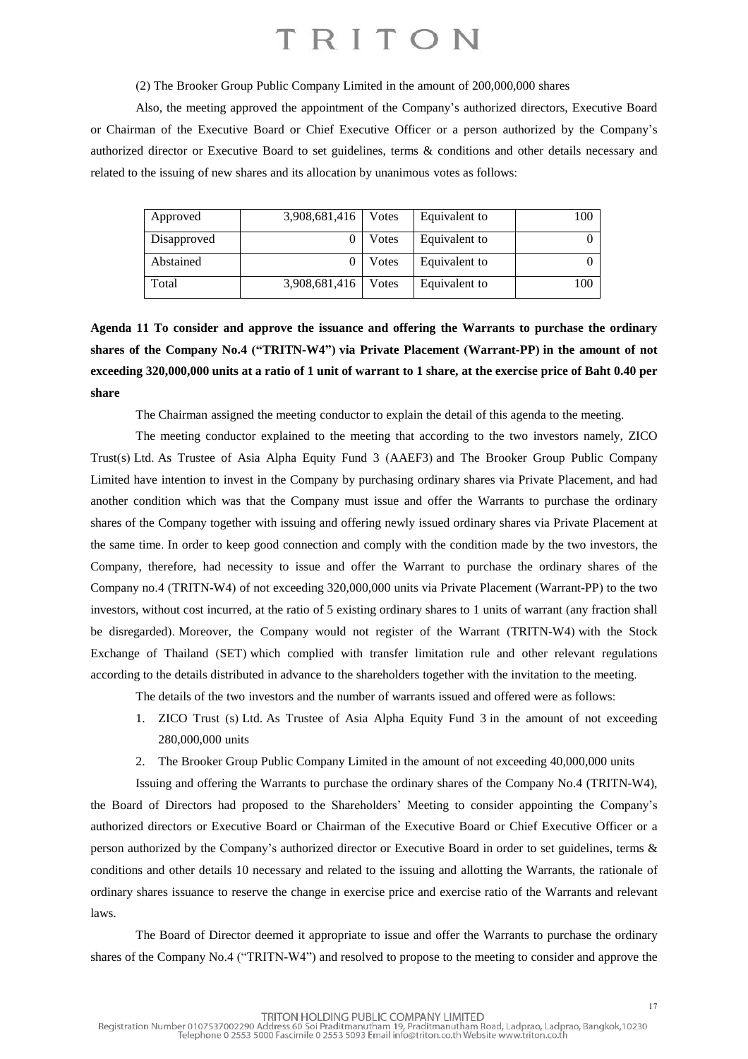(2) The Brooker Group Public Company Limited in the amount of 200,000,000 shares

Also, the meeting approved the appointment of the Company's authorized directors, Executive Board or Chairman of the Executive Board or Chief Executive Officer or a person authorized by the Company's authorized director or Executive Board to set guidelines, terms & conditions and other details necessary and related to the issuing of new shares and its allocation by unanimous votes as follows:

| Approved | 3,908,681,416 | Votes | Equivalent to | 100 |
|---|---|---|---|---|
| Disapproved | 0 | Votes | Equivalent to | 0 |
| Abstained | 0 | Votes | Equivalent to | 0 |
| Total | 3,908,681,416 | Votes | Equivalent to | 100 |

**Agenda 11 To consider and approve the issuance and offering the Warrants to purchase the ordinary shares of the Company No.4 ("TRITN-W4") via Private Placement (Warrant-PP) in the amount of not exceeding 320,000,000 units at a ratio of 1 unit of warrant to 1 share, at the exercise price of Baht 0.40 per share**

The Chairman assigned the meeting conductor to explain the detail of this agenda to the meeting.

The meeting conductor explained to the meeting that according to the two investors namely, ZICO Trust(s) Ltd. As Trustee of Asia Alpha Equity Fund 3 (AAEF3) and The Brooker Group Public Company Limited have intention to invest in the Company by purchasing ordinary shares via Private Placement, and had another condition which was that the Company must issue and offer the Warrants to purchase the ordinary shares of the Company together with issuing and offering newly issued ordinary shares via Private Placement at the same time. In order to keep good connection and comply with the condition made by the two investors, the Company, therefore, had necessity to issue and offer the Warrant to purchase the ordinary shares of the Company no.4 (TRITN-W4) of not exceeding 320,000,000 units via Private Placement (Warrant-PP) to the two investors, without cost incurred, at the ratio of 5 existing ordinary shares to 1 units of warrant (any fraction shall be disregarded). Moreover, the Company would not register of the Warrant (TRITN-W4) with the Stock Exchange of Thailand (SET) which complied with transfer limitation rule and other relevant regulations according to the details distributed in advance to the shareholders together with the invitation to the meeting.

The details of the two investors and the number of warrants issued and offered were as follows:

1. ZICO Trust (s) Ltd. As Trustee of Asia Alpha Equity Fund 3 in the amount of not exceeding 280,000,000 units
2. The Brooker Group Public Company Limited in the amount of not exceeding 40,000,000 units

Issuing and offering the Warrants to purchase the ordinary shares of the Company No.4 (TRITN-W4), the Board of Directors had proposed to the Shareholders' Meeting to consider appointing the Company's authorized directors or Executive Board or Chairman of the Executive Board or Chief Executive Officer or a person authorized by the Company's authorized director or Executive Board in order to set guidelines, terms & conditions and other details 10 necessary and related to the issuing and allotting the Warrants, the rationale of ordinary shares issuance to reserve the change in exercise price and exercise ratio of the Warrants and relevant laws.

The Board of Director deemed it appropriate to issue and offer the Warrants to purchase the ordinary shares of the Company No.4 ("TRITN-W4") and resolved to propose to the meeting to consider and approve the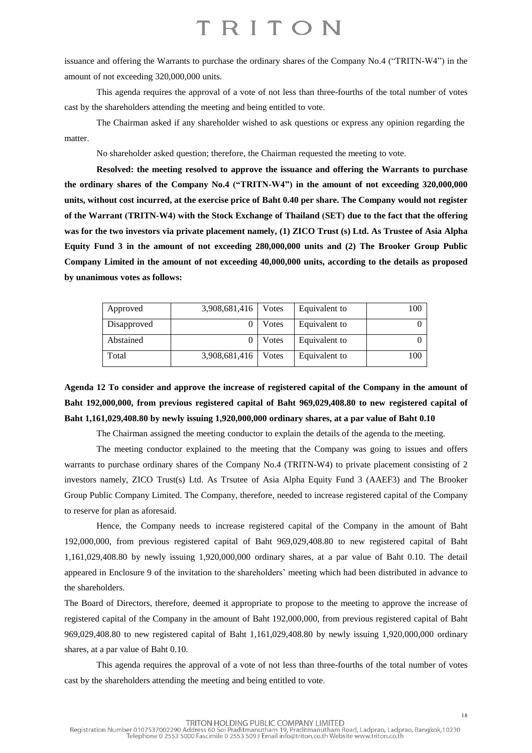issuance and offering the Warrants to purchase the ordinary shares of the Company No.4 ("TRITN-W4") in the amount of not exceeding 320,000,000 units.

This agenda requires the approval of a vote of not less than three-fourths of the total number of votes cast by the shareholders attending the meeting and being entitled to vote.

The Chairman asked if any shareholder wished to ask questions or express any opinion regarding the matter.

No shareholder asked question; therefore, the Chairman requested the meeting to vote.

**Resolved: the meeting resolved to approve the issuance and offering the Warrants to purchase the ordinary shares of the Company No.4 ("TRITN-W4") in the amount of not exceeding 320,000,000 units, without cost incurred, at the exercise price of Baht 0.40 per share. The Company would not register of the Warrant (TRITN-W4) with the Stock Exchange of Thailand (SET) due to the fact that the offering was for the two investors via private placement namely, (1) ZICO Trust (s) Ltd. As Trustee of Asia Alpha Equity Fund 3 in the amount of not exceeding 280,000,000 units and (2) The Brooker Group Public Company Limited in the amount of not exceeding 40,000,000 units, according to the details as proposed by unanimous votes as follows:**

| Approved | 3,908,681,416 | Votes | Equivalent to | 100 |
|---|---|---|---|---|
| Disapproved | 0 | Votes | Equivalent to | 0 |
| Abstained | 0 | Votes | Equivalent to | 0 |
| Total | 3,908,681,416 | Votes | Equivalent to | 100 |

**Agenda 12 To consider and approve the increase of registered capital of the Company in the amount of Baht 192,000,000, from previous registered capital of Baht 969,029,408.80 to new registered capital of Baht 1,161,029,408.80 by newly issuing 1,920,000,000 ordinary shares, at a par value of Baht 0.10**

The Chairman assigned the meeting conductor to explain the details of the agenda to the meeting.

The meeting conductor explained to the meeting that the Company was going to issues and offers warrants to purchase ordinary shares of the Company No.4 (TRITN-W4) to private placement consisting of 2 investors namely, ZICO Trust(s) Ltd. As Trsutee of Asia Alpha Equity Fund 3 (AAEF3) and The Brooker Group Public Company Limited. The Company, therefore, needed to increase registered capital of the Company to reserve for plan as aforesaid.

Hence, the Company needs to increase registered capital of the Company in the amount of Baht 192,000,000, from previous registered capital of Baht 969,029,408.80 to new registered capital of Baht 1,161,029,408.80 by newly issuing 1,920,000,000 ordinary shares, at a par value of Baht 0.10. The detail appeared in Enclosure 9 of the invitation to the shareholders' meeting which had been distributed in advance to the shareholders.

The Board of Directors, therefore, deemed it appropriate to propose to the meeting to approve the increase of registered capital of the Company in the amount of Baht 192,000,000, from previous registered capital of Baht 969,029,408.80 to new registered capital of Baht 1,161,029,408.80 by newly issuing 1,920,000,000 ordinary shares, at a par value of Baht 0.10.

This agenda requires the approval of a vote of not less than three-fourths of the total number of votes cast by the shareholders attending the meeting and being entitled to vote.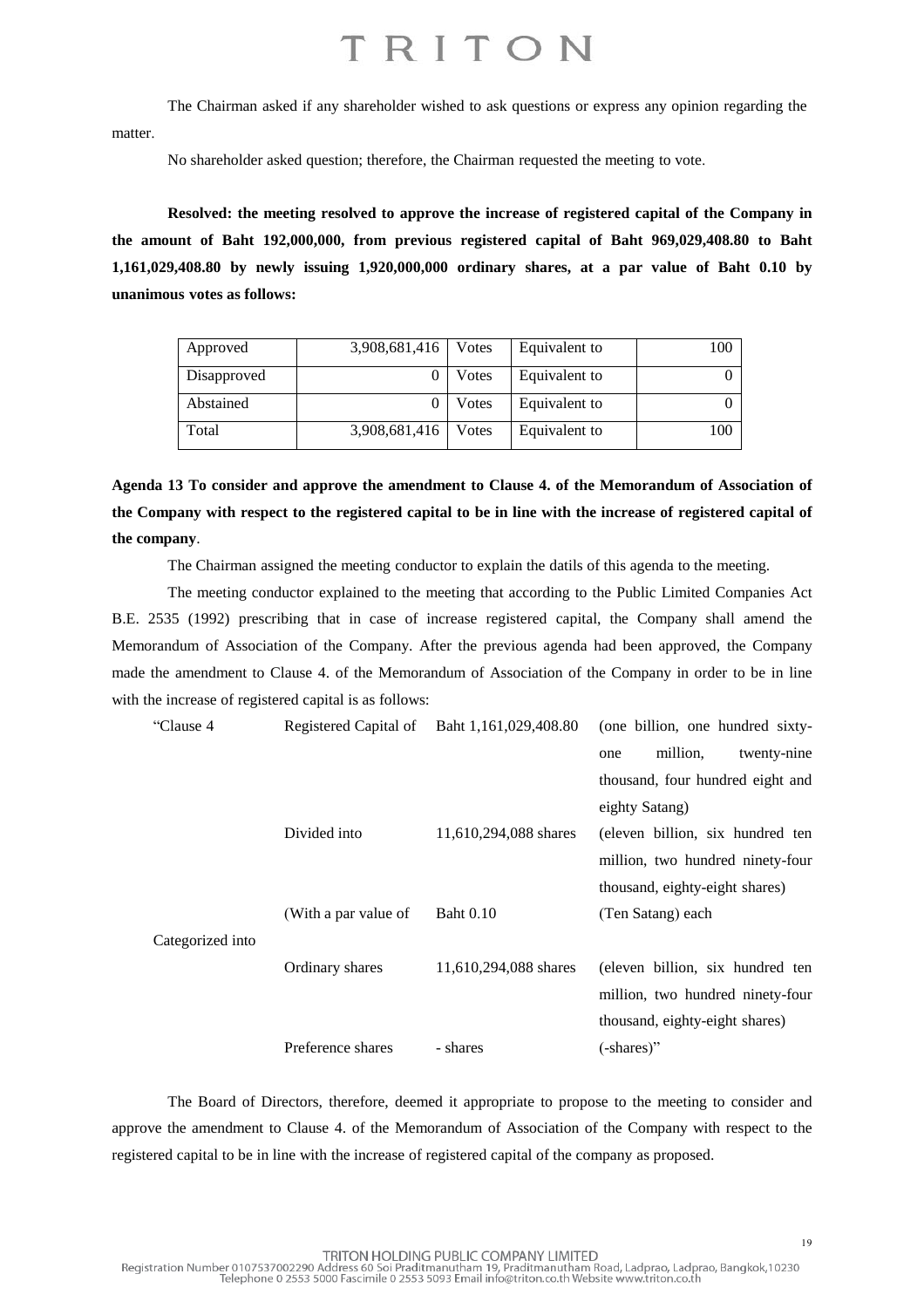The Chairman asked if any shareholder wished to ask questions or express any opinion regarding the matter.

No shareholder asked question; therefore, the Chairman requested the meeting to vote.

**Resolved: the meeting resolved to approve the increase of registered capital of the Company in the amount of Baht 192,000,000, from previous registered capital of Baht 969,029,408.80 to Baht 1,161,029,408.80 by newly issuing 1,920,000,000 ordinary shares, at a par value of Baht 0.10 by unanimous votes as follows:**

| | | | | |
|---|---|---|---|---|
| Approved | 3,908,681,416 | Votes | Equivalent to | 100 |
| Disapproved | 0 | Votes | Equivalent to | 0 |
| Abstained | 0 | Votes | Equivalent to | 0 |
| Total | 3,908,681,416 | Votes | Equivalent to | 100 |

**Agenda 13 To consider and approve the amendment to Clause 4. of the Memorandum of Association of the Company with respect to the registered capital to be in line with the increase of registered capital of the company**.

The Chairman assigned the meeting conductor to explain the datils of this agenda to the meeting.

The meeting conductor explained to the meeting that according to the Public Limited Companies Act B.E. 2535 (1992) prescribing that in case of increase registered capital, the Company shall amend the Memorandum of Association of the Company. After the previous agenda had been approved, the Company made the amendment to Clause 4. of the Memorandum of Association of the Company in order to be in line with the increase of registered capital is as follows:

| | | | |
|---|---|---|---|
| "Clause 4 | Registered Capital of | Baht 1,161,029,408.80 | (one billion, one hundred sixty-one million, twenty-nine thousand, four hundred eight and eighty Satang) |
| | Divided into | 11,610,294,088 shares | (eleven billion, six hundred ten million, two hundred ninety-four thousand, eighty-eight shares) |
| | (With a par value of | Baht 0.10 | (Ten Satang) each |
| Categorized into | | | |
| | Ordinary shares | 11,610,294,088 shares | (eleven billion, six hundred ten million, two hundred ninety-four thousand, eighty-eight shares) |
| | Preference shares | - shares | (-shares)" |

The Board of Directors, therefore, deemed it appropriate to propose to the meeting to consider and approve the amendment to Clause 4. of the Memorandum of Association of the Company with respect to the registered capital to be in line with the increase of registered capital of the company as proposed.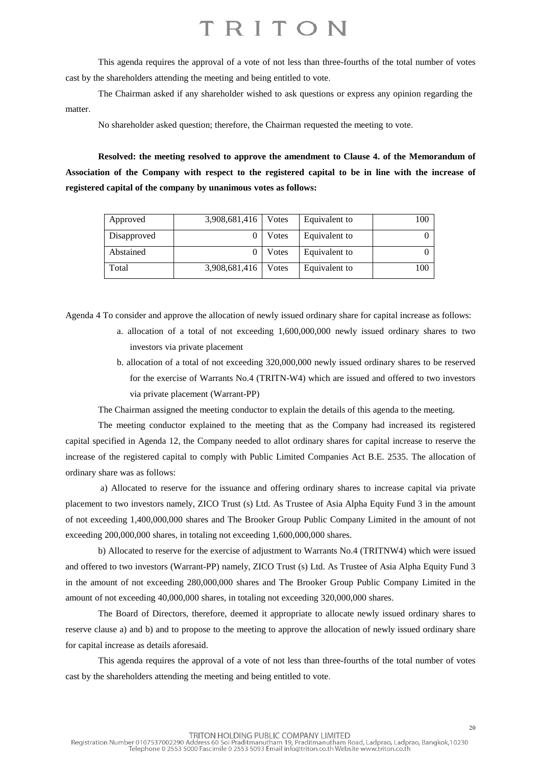This agenda requires the approval of a vote of not less than three-fourths of the total number of votes cast by the shareholders attending the meeting and being entitled to vote.

The Chairman asked if any shareholder wished to ask questions or express any opinion regarding the matter.

No shareholder asked question; therefore, the Chairman requested the meeting to vote.

**Resolved: the meeting resolved to approve the amendment to Clause 4. of the Memorandum of Association of the Company with respect to the registered capital to be in line with the increase of registered capital of the company by unanimous votes as follows:**

| Approved | 3,908,681,416 | Votes | Equivalent to | 100 |
|---|---|---|---|---|
| Disapproved | 0 | Votes | Equivalent to | 0 |
| Abstained | 0 | Votes | Equivalent to | 0 |
| Total | 3,908,681,416 | Votes | Equivalent to | 100 |

Agenda 4 To consider and approve the allocation of newly issued ordinary share for capital increase as follows:

a. allocation of a total of not exceeding 1,600,000,000 newly issued ordinary shares to two investors via private placement

b. allocation of a total of not exceeding 320,000,000 newly issued ordinary shares to be reserved for the exercise of Warrants No.4 (TRITN-W4) which are issued and offered to two investors via private placement (Warrant-PP)

The Chairman assigned the meeting conductor to explain the details of this agenda to the meeting.

The meeting conductor explained to the meeting that as the Company had increased its registered capital specified in Agenda 12, the Company needed to allot ordinary shares for capital increase to reserve the increase of the registered capital to comply with Public Limited Companies Act B.E. 2535. The allocation of ordinary share was as follows:

a) Allocated to reserve for the issuance and offering ordinary shares to increase capital via private placement to two investors namely, ZICO Trust (s) Ltd. As Trustee of Asia Alpha Equity Fund 3 in the amount of not exceeding 1,400,000,000 shares and The Brooker Group Public Company Limited in the amount of not exceeding 200,000,000 shares, in totaling not exceeding 1,600,000,000 shares.

b) Allocated to reserve for the exercise of adjustment to Warrants No.4 (TRITNW4) which were issued and offered to two investors (Warrant-PP) namely, ZICO Trust (s) Ltd. As Trustee of Asia Alpha Equity Fund 3 in the amount of not exceeding 280,000,000 shares and The Brooker Group Public Company Limited in the amount of not exceeding 40,000,000 shares, in totaling not exceeding 320,000,000 shares.

The Board of Directors, therefore, deemed it appropriate to allocate newly issued ordinary shares to reserve clause a) and b) and to propose to the meeting to approve the allocation of newly issued ordinary share for capital increase as details aforesaid.

This agenda requires the approval of a vote of not less than three-fourths of the total number of votes cast by the shareholders attending the meeting and being entitled to vote.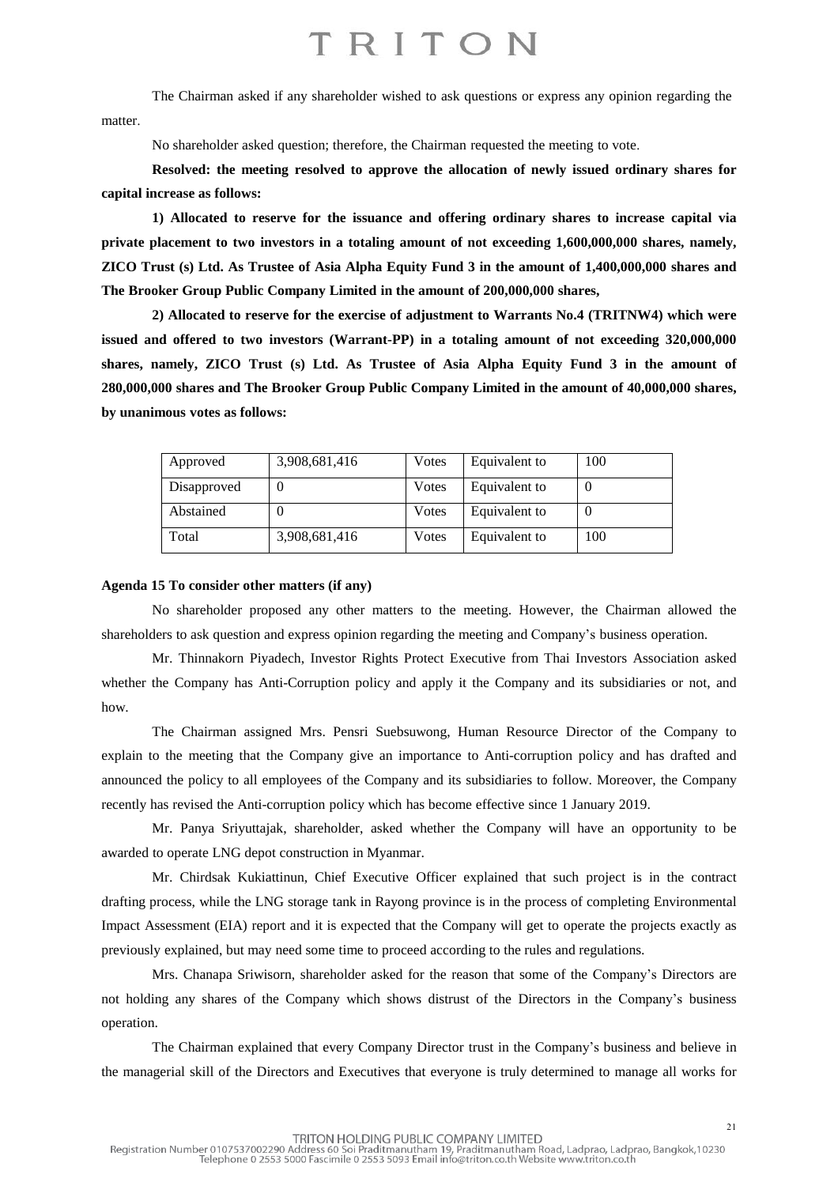The Chairman asked if any shareholder wished to ask questions or express any opinion regarding the matter.

No shareholder asked question; therefore, the Chairman requested the meeting to vote.

**Resolved: the meeting resolved to approve the allocation of newly issued ordinary shares for capital increase as follows:**

**1) Allocated to reserve for the issuance and offering ordinary shares to increase capital via private placement to two investors in a totaling amount of not exceeding 1,600,000,000 shares, namely, ZICO Trust (s) Ltd. As Trustee of Asia Alpha Equity Fund 3 in the amount of 1,400,000,000 shares and The Brooker Group Public Company Limited in the amount of 200,000,000 shares,**

**2) Allocated to reserve for the exercise of adjustment to Warrants No.4 (TRITNW4) which were issued and offered to two investors (Warrant-PP) in a totaling amount of not exceeding 320,000,000 shares, namely, ZICO Trust (s) Ltd. As Trustee of Asia Alpha Equity Fund 3 in the amount of 280,000,000 shares and The Brooker Group Public Company Limited in the amount of 40,000,000 shares, by unanimous votes as follows:**

| Approved | 3,908,681,416 | Votes | Equivalent to | 100 |
|---|---|---|---|---|
| Disapproved | 0 | Votes | Equivalent to | 0 |
| Abstained | 0 | Votes | Equivalent to | 0 |
| Total | 3,908,681,416 | Votes | Equivalent to | 100 |

**Agenda 15 To consider other matters (if any)**

No shareholder proposed any other matters to the meeting. However, the Chairman allowed the shareholders to ask question and express opinion regarding the meeting and Company's business operation.

Mr. Thinnakorn Piyadech, Investor Rights Protect Executive from Thai Investors Association asked whether the Company has Anti-Corruption policy and apply it the Company and its subsidiaries or not, and how.

The Chairman assigned Mrs. Pensri Suebsuwong, Human Resource Director of the Company to explain to the meeting that the Company give an importance to Anti-corruption policy and has drafted and announced the policy to all employees of the Company and its subsidiaries to follow. Moreover, the Company recently has revised the Anti-corruption policy which has become effective since 1 January 2019.

Mr. Panya Sriyuttajak, shareholder, asked whether the Company will have an opportunity to be awarded to operate LNG depot construction in Myanmar.

Mr. Chirdsak Kukiattinun, Chief Executive Officer explained that such project is in the contract drafting process, while the LNG storage tank in Rayong province is in the process of completing Environmental Impact Assessment (EIA) report and it is expected that the Company will get to operate the projects exactly as previously explained, but may need some time to proceed according to the rules and regulations.

Mrs. Chanapa Sriwisorn, shareholder asked for the reason that some of the Company's Directors are not holding any shares of the Company which shows distrust of the Directors in the Company's business operation.

The Chairman explained that every Company Director trust in the Company's business and believe in the managerial skill of the Directors and Executives that everyone is truly determined to manage all works for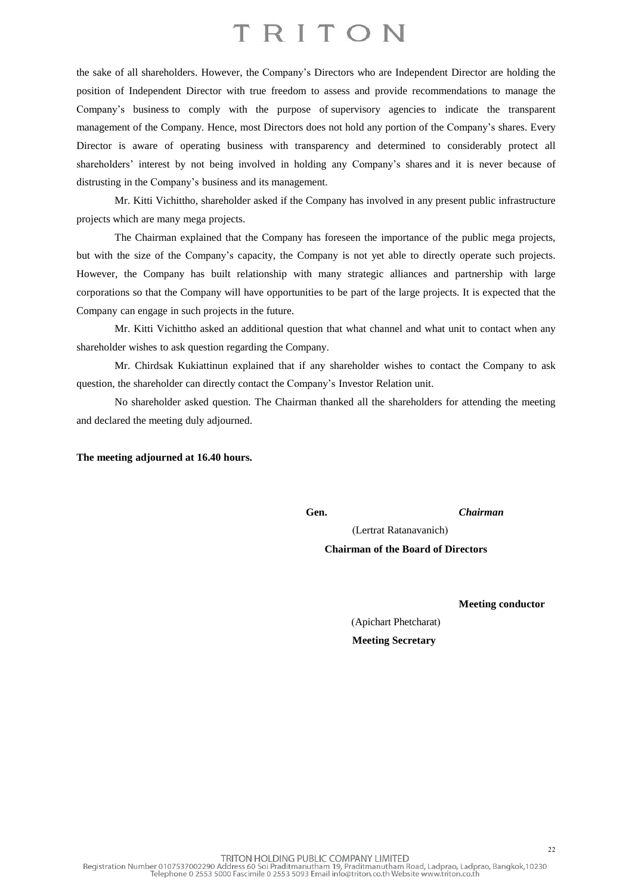the sake of all shareholders. However, the Company's Directors who are Independent Director are holding the position of Independent Director with true freedom to assess and provide recommendations to manage the Company's business to comply with the purpose of supervisory agencies to indicate the transparent management of the Company. Hence, most Directors does not hold any portion of the Company's shares. Every Director is aware of operating business with transparency and determined to considerably protect all shareholders' interest by not being involved in holding any Company's shares and it is never because of distrusting in the Company's business and its management.

Mr. Kitti Vichittho, shareholder asked if the Company has involved in any present public infrastructure projects which are many mega projects.

The Chairman explained that the Company has foreseen the importance of the public mega projects, but with the size of the Company's capacity, the Company is not yet able to directly operate such projects. However, the Company has built relationship with many strategic alliances and partnership with large corporations so that the Company will have opportunities to be part of the large projects. It is expected that the Company can engage in such projects in the future.

Mr. Kitti Vichittho asked an additional question that what channel and what unit to contact when any shareholder wishes to ask question regarding the Company.

Mr. Chirdsak Kukiattinun explained that if any shareholder wishes to contact the Company to ask question, the shareholder can directly contact the Company's Investor Relation unit.

No shareholder asked question. The Chairman thanked all the shareholders for attending the meeting and declared the meeting duly adjourned.

**The meeting adjourned at 16.40 hours.**

**Gen.** ***Chairman***

(Lertrat Ratanavanich)

**Chairman of the Board of Directors**

**Meeting conductor**

(Apichart Phetcharat)

**Meeting Secretary**